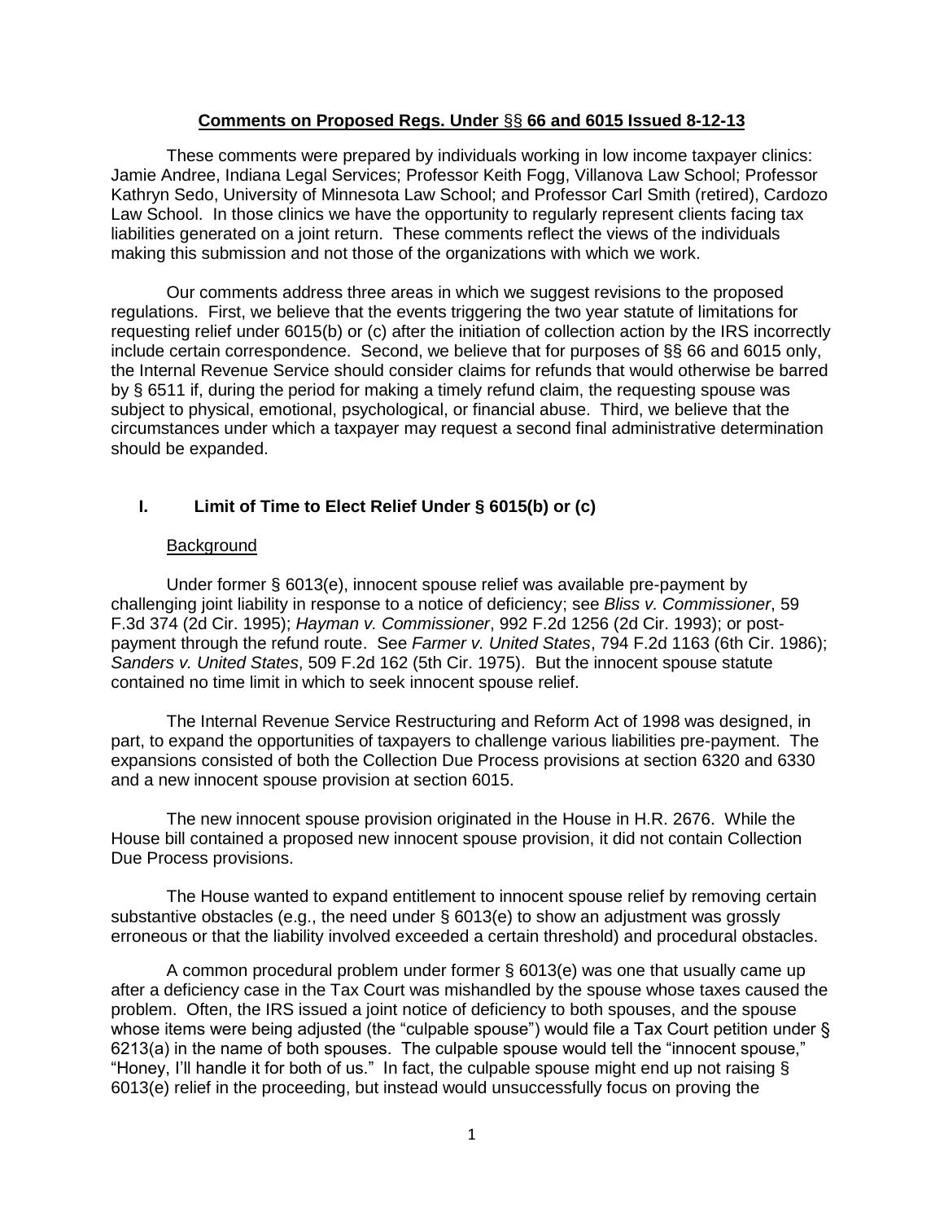**Comments on Proposed Regs. Under §§ 66 and 6015 Issued 8-12-13**

These comments were prepared by individuals working in low income taxpayer clinics: Jamie Andree, Indiana Legal Services; Professor Keith Fogg, Villanova Law School; Professor Kathryn Sedo, University of Minnesota Law School; and Professor Carl Smith (retired), Cardozo Law School. In those clinics we have the opportunity to regularly represent clients facing tax liabilities generated on a joint return. These comments reflect the views of the individuals making this submission and not those of the organizations with which we work.

Our comments address three areas in which we suggest revisions to the proposed regulations. First, we believe that the events triggering the two year statute of limitations for requesting relief under 6015(b) or (c) after the initiation of collection action by the IRS incorrectly include certain correspondence. Second, we believe that for purposes of §§ 66 and 6015 only, the Internal Revenue Service should consider claims for refunds that would otherwise be barred by § 6511 if, during the period for making a timely refund claim, the requesting spouse was subject to physical, emotional, psychological, or financial abuse. Third, we believe that the circumstances under which a taxpayer may request a second final administrative determination should be expanded.

## I. Limit of Time to Elect Relief Under § 6015(b) or (c)

<u>Background</u>

Under former § 6013(e), innocent spouse relief was available pre-payment by challenging joint liability in response to a notice of deficiency; see *Bliss v. Commissioner*, 59 F.3d 374 (2d Cir. 1995); *Hayman v. Commissioner*, 992 F.2d 1256 (2d Cir. 1993); or post-payment through the refund route. See *Farmer v. United States*, 794 F.2d 1163 (6th Cir. 1986); *Sanders v. United States*, 509 F.2d 162 (5th Cir. 1975). But the innocent spouse statute contained no time limit in which to seek innocent spouse relief.

The Internal Revenue Service Restructuring and Reform Act of 1998 was designed, in part, to expand the opportunities of taxpayers to challenge various liabilities pre-payment. The expansions consisted of both the Collection Due Process provisions at section 6320 and 6330 and a new innocent spouse provision at section 6015.

The new innocent spouse provision originated in the House in H.R. 2676. While the House bill contained a proposed new innocent spouse provision, it did not contain Collection Due Process provisions.

The House wanted to expand entitlement to innocent spouse relief by removing certain substantive obstacles (e.g., the need under § 6013(e) to show an adjustment was grossly erroneous or that the liability involved exceeded a certain threshold) and procedural obstacles.

A common procedural problem under former § 6013(e) was one that usually came up after a deficiency case in the Tax Court was mishandled by the spouse whose taxes caused the problem. Often, the IRS issued a joint notice of deficiency to both spouses, and the spouse whose items were being adjusted (the "culpable spouse") would file a Tax Court petition under § 6213(a) in the name of both spouses. The culpable spouse would tell the "innocent spouse," "Honey, I'll handle it for both of us." In fact, the culpable spouse might end up not raising § 6013(e) relief in the proceeding, but instead would unsuccessfully focus on proving the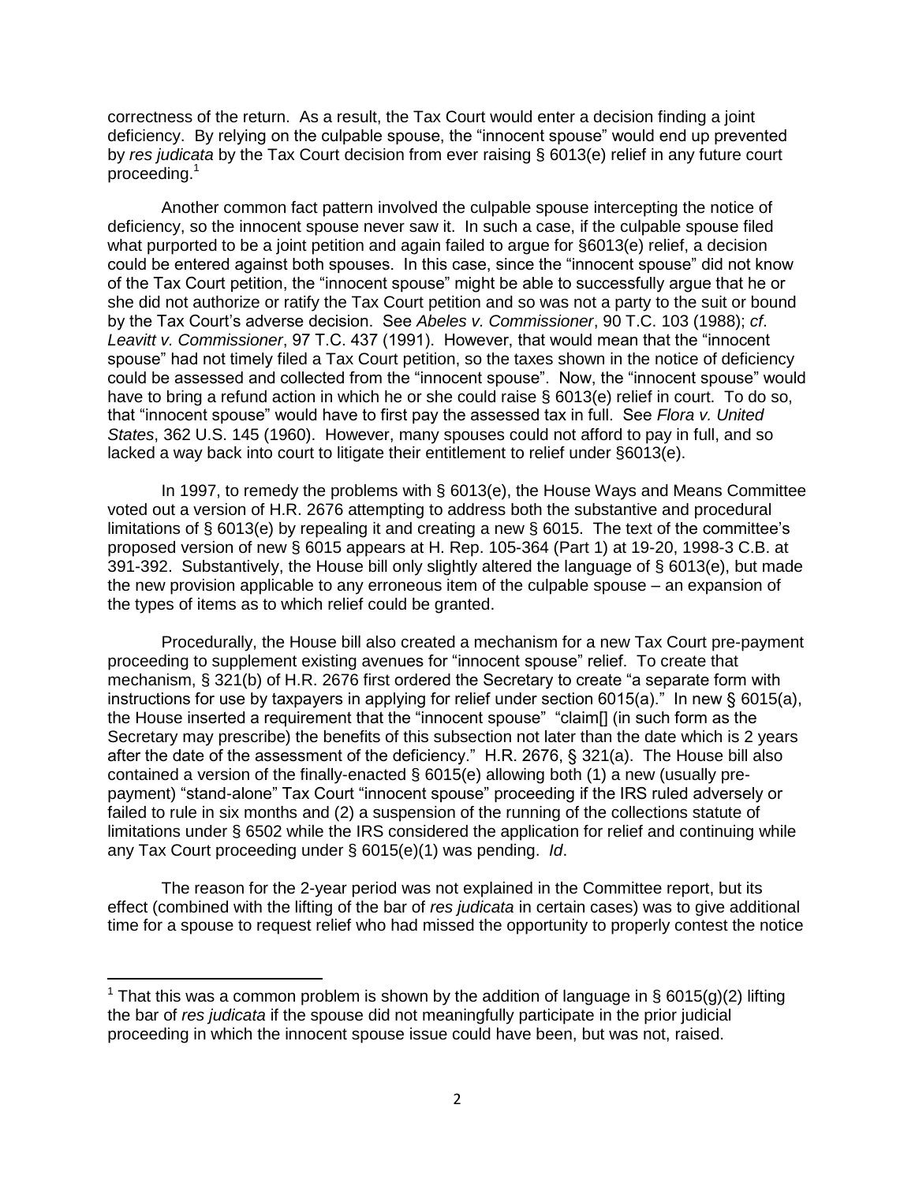correctness of the return. As a result, the Tax Court would enter a decision finding a joint deficiency. By relying on the culpable spouse, the "innocent spouse" would end up prevented by *res judicata* by the Tax Court decision from ever raising § 6013(e) relief in any future court proceeding.[1]

Another common fact pattern involved the culpable spouse intercepting the notice of deficiency, so the innocent spouse never saw it. In such a case, if the culpable spouse filed what purported to be a joint petition and again failed to argue for §6013(e) relief, a decision could be entered against both spouses. In this case, since the "innocent spouse" did not know of the Tax Court petition, the "innocent spouse" might be able to successfully argue that he or she did not authorize or ratify the Tax Court petition and so was not a party to the suit or bound by the Tax Court's adverse decision. See *Abeles v. Commissioner*, 90 T.C. 103 (1988); *cf*. *Leavitt v. Commissioner*, 97 T.C. 437 (1991). However, that would mean that the "innocent spouse" had not timely filed a Tax Court petition, so the taxes shown in the notice of deficiency could be assessed and collected from the "innocent spouse". Now, the "innocent spouse" would have to bring a refund action in which he or she could raise § 6013(e) relief in court. To do so, that "innocent spouse" would have to first pay the assessed tax in full. See *Flora v. United States*, 362 U.S. 145 (1960). However, many spouses could not afford to pay in full, and so lacked a way back into court to litigate their entitlement to relief under §6013(e).

In 1997, to remedy the problems with § 6013(e), the House Ways and Means Committee voted out a version of H.R. 2676 attempting to address both the substantive and procedural limitations of § 6013(e) by repealing it and creating a new § 6015. The text of the committee's proposed version of new § 6015 appears at H. Rep. 105-364 (Part 1) at 19-20, 1998-3 C.B. at 391-392. Substantively, the House bill only slightly altered the language of § 6013(e), but made the new provision applicable to any erroneous item of the culpable spouse – an expansion of the types of items as to which relief could be granted.

Procedurally, the House bill also created a mechanism for a new Tax Court pre-payment proceeding to supplement existing avenues for "innocent spouse" relief. To create that mechanism, § 321(b) of H.R. 2676 first ordered the Secretary to create "a separate form with instructions for use by taxpayers in applying for relief under section 6015(a)." In new § 6015(a), the House inserted a requirement that the "innocent spouse" "claim[] (in such form as the Secretary may prescribe) the benefits of this subsection not later than the date which is 2 years after the date of the assessment of the deficiency." H.R. 2676, § 321(a). The House bill also contained a version of the finally-enacted § 6015(e) allowing both (1) a new (usually pre-payment) "stand-alone" Tax Court "innocent spouse" proceeding if the IRS ruled adversely or failed to rule in six months and (2) a suspension of the running of the collections statute of limitations under § 6502 while the IRS considered the application for relief and continuing while any Tax Court proceeding under § 6015(e)(1) was pending. *Id*.

The reason for the 2-year period was not explained in the Committee report, but its effect (combined with the lifting of the bar of *res judicata* in certain cases) was to give additional time for a spouse to request relief who had missed the opportunity to properly contest the notice

---

[1] That this was a common problem is shown by the addition of language in § 6015(g)(2) lifting the bar of *res judicata* if the spouse did not meaningfully participate in the prior judicial proceeding in which the innocent spouse issue could have been, but was not, raised.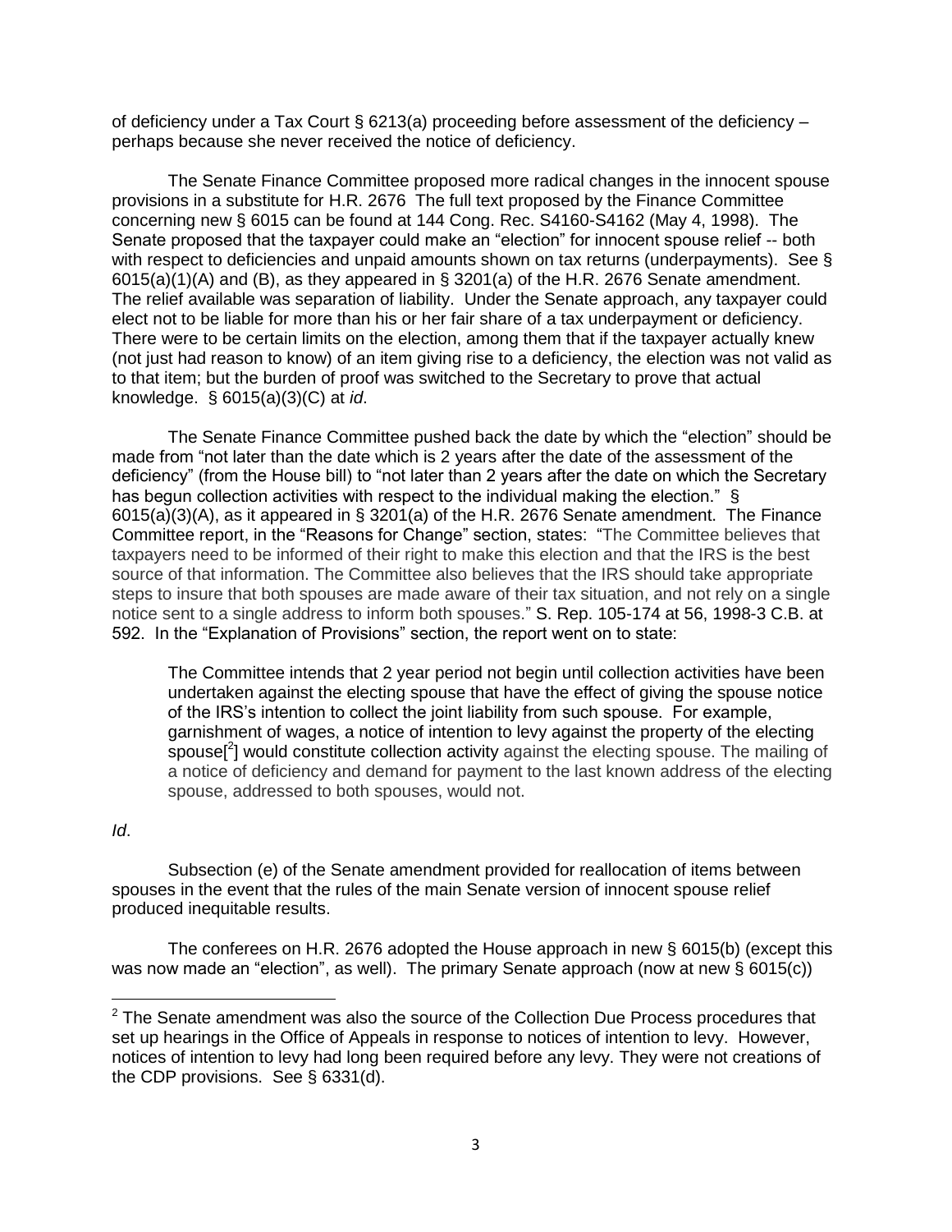of deficiency under a Tax Court § 6213(a) proceeding before assessment of the deficiency – perhaps because she never received the notice of deficiency.

The Senate Finance Committee proposed more radical changes in the innocent spouse provisions in a substitute for H.R. 2676 The full text proposed by the Finance Committee concerning new § 6015 can be found at 144 Cong. Rec. S4160-S4162 (May 4, 1998). The Senate proposed that the taxpayer could make an "election" for innocent spouse relief -- both with respect to deficiencies and unpaid amounts shown on tax returns (underpayments). See § 6015(a)(1)(A) and (B), as they appeared in § 3201(a) of the H.R. 2676 Senate amendment. The relief available was separation of liability. Under the Senate approach, any taxpayer could elect not to be liable for more than his or her fair share of a tax underpayment or deficiency. There were to be certain limits on the election, among them that if the taxpayer actually knew (not just had reason to know) of an item giving rise to a deficiency, the election was not valid as to that item; but the burden of proof was switched to the Secretary to prove that actual knowledge. § 6015(a)(3)(C) at *id*.

The Senate Finance Committee pushed back the date by which the "election" should be made from "not later than the date which is 2 years after the date of the assessment of the deficiency" (from the House bill) to "not later than 2 years after the date on which the Secretary has begun collection activities with respect to the individual making the election." § 6015(a)(3)(A), as it appeared in § 3201(a) of the H.R. 2676 Senate amendment. The Finance Committee report, in the "Reasons for Change" section, states: "The Committee believes that taxpayers need to be informed of their right to make this election and that the IRS is the best source of that information. The Committee also believes that the IRS should take appropriate steps to insure that both spouses are made aware of their tax situation, and not rely on a single notice sent to a single address to inform both spouses." S. Rep. 105-174 at 56, 1998-3 C.B. at 592. In the "Explanation of Provisions" section, the report went on to state:

> The Committee intends that 2 year period not begin until collection activities have been undertaken against the electing spouse that have the effect of giving the spouse notice of the IRS's intention to collect the joint liability from such spouse. For example, garnishment of wages, a notice of intention to levy against the property of the electing spouse[2] would constitute collection activity against the electing spouse. The mailing of a notice of deficiency and demand for payment to the last known address of the electing spouse, addressed to both spouses, would not.

*Id*.

Subsection (e) of the Senate amendment provided for reallocation of items between spouses in the event that the rules of the main Senate version of innocent spouse relief produced inequitable results.

The conferees on H.R. 2676 adopted the House approach in new § 6015(b) (except this was now made an "election", as well). The primary Senate approach (now at new § 6015(c))

---

[2] The Senate amendment was also the source of the Collection Due Process procedures that set up hearings in the Office of Appeals in response to notices of intention to levy. However, notices of intention to levy had long been required before any levy. They were not creations of the CDP provisions. See § 6331(d).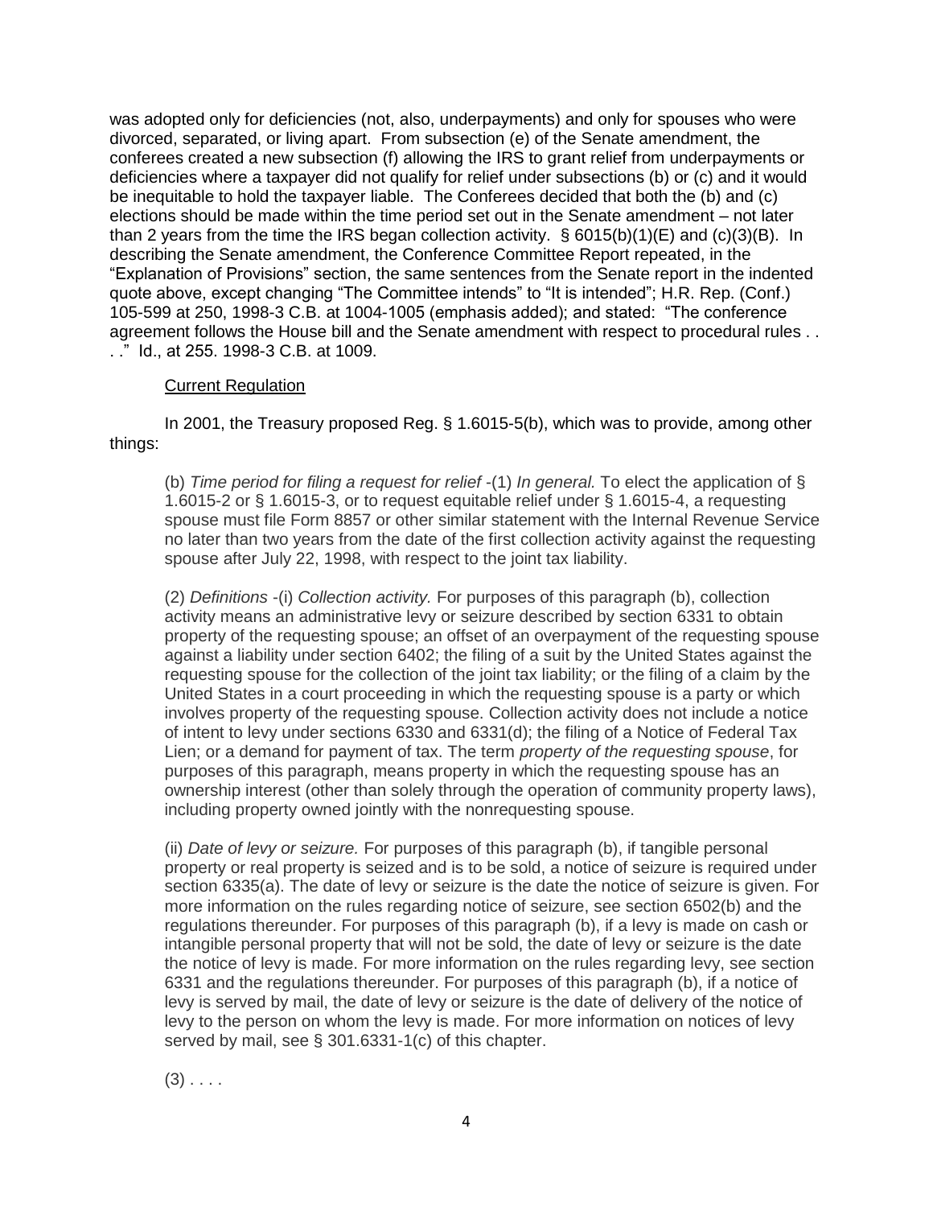was adopted only for deficiencies (not, also, underpayments) and only for spouses who were divorced, separated, or living apart. From subsection (e) of the Senate amendment, the conferees created a new subsection (f) allowing the IRS to grant relief from underpayments or deficiencies where a taxpayer did not qualify for relief under subsections (b) or (c) and it would be inequitable to hold the taxpayer liable. The Conferees decided that both the (b) and (c) elections should be made within the time period set out in the Senate amendment – not later than 2 years from the time the IRS began collection activity. § 6015(b)(1)(E) and (c)(3)(B). In describing the Senate amendment, the Conference Committee Report repeated, in the "Explanation of Provisions" section, the same sentences from the Senate report in the indented quote above, except changing "The Committee intends" to "It is intended"; H.R. Rep. (Conf.) 105-599 at 250, 1998-3 C.B. at 1004-1005 (emphasis added); and stated: "The conference agreement follows the House bill and the Senate amendment with respect to procedural rules . . . ." Id., at 255. 1998-3 C.B. at 1009.

Current Regulation

In 2001, the Treasury proposed Reg. § 1.6015-5(b), which was to provide, among other things:

> (b) *Time period for filing a request for relief* -(1) *In general.* To elect the application of § 1.6015-2 or § 1.6015-3, or to request equitable relief under § 1.6015-4, a requesting spouse must file Form 8857 or other similar statement with the Internal Revenue Service no later than two years from the date of the first collection activity against the requesting spouse after July 22, 1998, with respect to the joint tax liability.
>
> (2) *Definitions* -(i) *Collection activity.* For purposes of this paragraph (b), collection activity means an administrative levy or seizure described by section 6331 to obtain property of the requesting spouse; an offset of an overpayment of the requesting spouse against a liability under section 6402; the filing of a suit by the United States against the requesting spouse for the collection of the joint tax liability; or the filing of a claim by the United States in a court proceeding in which the requesting spouse is a party or which involves property of the requesting spouse. Collection activity does not include a notice of intent to levy under sections 6330 and 6331(d); the filing of a Notice of Federal Tax Lien; or a demand for payment of tax. The term *property of the requesting spouse*, for purposes of this paragraph, means property in which the requesting spouse has an ownership interest (other than solely through the operation of community property laws), including property owned jointly with the nonrequesting spouse.
>
> (ii) *Date of levy or seizure.* For purposes of this paragraph (b), if tangible personal property or real property is seized and is to be sold, a notice of seizure is required under section 6335(a). The date of levy or seizure is the date the notice of seizure is given. For more information on the rules regarding notice of seizure, see section 6502(b) and the regulations thereunder. For purposes of this paragraph (b), if a levy is made on cash or intangible personal property that will not be sold, the date of levy or seizure is the date the notice of levy is made. For more information on the rules regarding levy, see section 6331 and the regulations thereunder. For purposes of this paragraph (b), if a notice of levy is served by mail, the date of levy or seizure is the date of delivery of the notice of levy to the person on whom the levy is made. For more information on notices of levy served by mail, see § 301.6331-1(c) of this chapter.
>
> (3) . . . .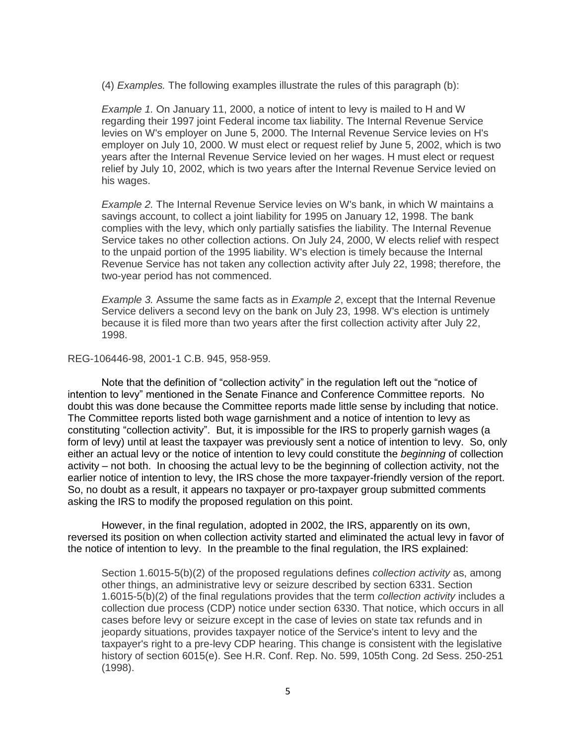(4) *Examples.* The following examples illustrate the rules of this paragraph (b):

*Example 1.* On January 11, 2000, a notice of intent to levy is mailed to H and W regarding their 1997 joint Federal income tax liability. The Internal Revenue Service levies on W's employer on June 5, 2000. The Internal Revenue Service levies on H's employer on July 10, 2000. W must elect or request relief by June 5, 2002, which is two years after the Internal Revenue Service levied on her wages. H must elect or request relief by July 10, 2002, which is two years after the Internal Revenue Service levied on his wages.

*Example 2.* The Internal Revenue Service levies on W's bank, in which W maintains a savings account, to collect a joint liability for 1995 on January 12, 1998. The bank complies with the levy, which only partially satisfies the liability. The Internal Revenue Service takes no other collection actions. On July 24, 2000, W elects relief with respect to the unpaid portion of the 1995 liability. W's election is timely because the Internal Revenue Service has not taken any collection activity after July 22, 1998; therefore, the two-year period has not commenced.

*Example 3.* Assume the same facts as in *Example 2*, except that the Internal Revenue Service delivers a second levy on the bank on July 23, 1998. W's election is untimely because it is filed more than two years after the first collection activity after July 22, 1998.

REG-106446-98, 2001-1 C.B. 945, 958-959.

Note that the definition of "collection activity" in the regulation left out the "notice of intention to levy" mentioned in the Senate Finance and Conference Committee reports. No doubt this was done because the Committee reports made little sense by including that notice. The Committee reports listed both wage garnishment and a notice of intention to levy as constituting "collection activity". But, it is impossible for the IRS to properly garnish wages (a form of levy) until at least the taxpayer was previously sent a notice of intention to levy. So, only either an actual levy or the notice of intention to levy could constitute the *beginning* of collection activity – not both. In choosing the actual levy to be the beginning of collection activity, not the earlier notice of intention to levy, the IRS chose the more taxpayer-friendly version of the report. So, no doubt as a result, it appears no taxpayer or pro-taxpayer group submitted comments asking the IRS to modify the proposed regulation on this point.

However, in the final regulation, adopted in 2002, the IRS, apparently on its own, reversed its position on when collection activity started and eliminated the actual levy in favor of the notice of intention to levy. In the preamble to the final regulation, the IRS explained:

Section 1.6015-5(b)(2) of the proposed regulations defines *collection activity* as, among other things, an administrative levy or seizure described by section 6331. Section 1.6015-5(b)(2) of the final regulations provides that the term *collection activity* includes a collection due process (CDP) notice under section 6330. That notice, which occurs in all cases before levy or seizure except in the case of levies on state tax refunds and in jeopardy situations, provides taxpayer notice of the Service's intent to levy and the taxpayer's right to a pre-levy CDP hearing. This change is consistent with the legislative history of section 6015(e). See H.R. Conf. Rep. No. 599, 105th Cong. 2d Sess. 250-251 (1998).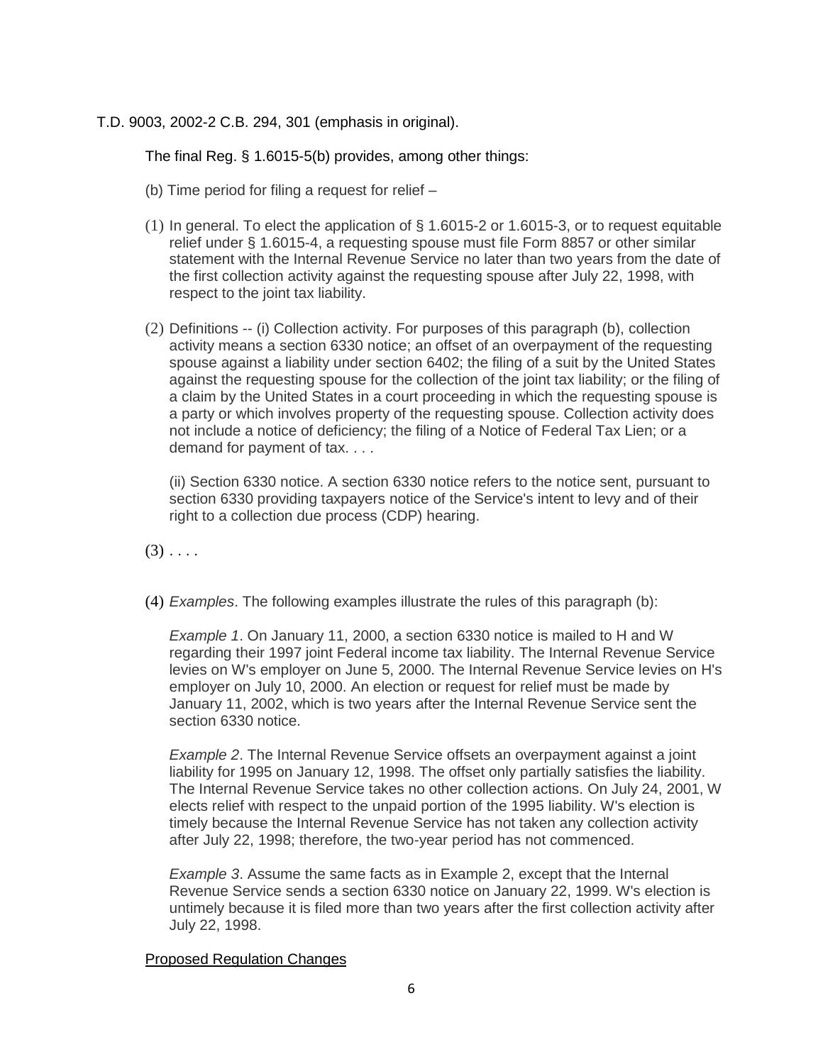T.D. 9003, 2002-2 C.B. 294, 301 (emphasis in original).

The final Reg. § 1.6015-5(b) provides, among other things:

(b) Time period for filing a request for relief –

(1) In general. To elect the application of § 1.6015-2 or 1.6015-3, or to request equitable relief under § 1.6015-4, a requesting spouse must file Form 8857 or other similar statement with the Internal Revenue Service no later than two years from the date of the first collection activity against the requesting spouse after July 22, 1998, with respect to the joint tax liability.

(2) Definitions -- (i) Collection activity. For purposes of this paragraph (b), collection activity means a section 6330 notice; an offset of an overpayment of the requesting spouse against a liability under section 6402; the filing of a suit by the United States against the requesting spouse for the collection of the joint tax liability; or the filing of a claim by the United States in a court proceeding in which the requesting spouse is a party or which involves property of the requesting spouse. Collection activity does not include a notice of deficiency; the filing of a Notice of Federal Tax Lien; or a demand for payment of tax. . . .

(ii) Section 6330 notice. A section 6330 notice refers to the notice sent, pursuant to section 6330 providing taxpayers notice of the Service's intent to levy and of their right to a collection due process (CDP) hearing.

(3) . . . .

(4) *Examples*. The following examples illustrate the rules of this paragraph (b):

*Example 1*. On January 11, 2000, a section 6330 notice is mailed to H and W regarding their 1997 joint Federal income tax liability. The Internal Revenue Service levies on W's employer on June 5, 2000. The Internal Revenue Service levies on H's employer on July 10, 2000. An election or request for relief must be made by January 11, 2002, which is two years after the Internal Revenue Service sent the section 6330 notice.

*Example 2*. The Internal Revenue Service offsets an overpayment against a joint liability for 1995 on January 12, 1998. The offset only partially satisfies the liability. The Internal Revenue Service takes no other collection actions. On July 24, 2001, W elects relief with respect to the unpaid portion of the 1995 liability. W's election is timely because the Internal Revenue Service has not taken any collection activity after July 22, 1998; therefore, the two-year period has not commenced.

*Example 3*. Assume the same facts as in Example 2, except that the Internal Revenue Service sends a section 6330 notice on January 22, 1999. W's election is untimely because it is filed more than two years after the first collection activity after July 22, 1998.

Proposed Regulation Changes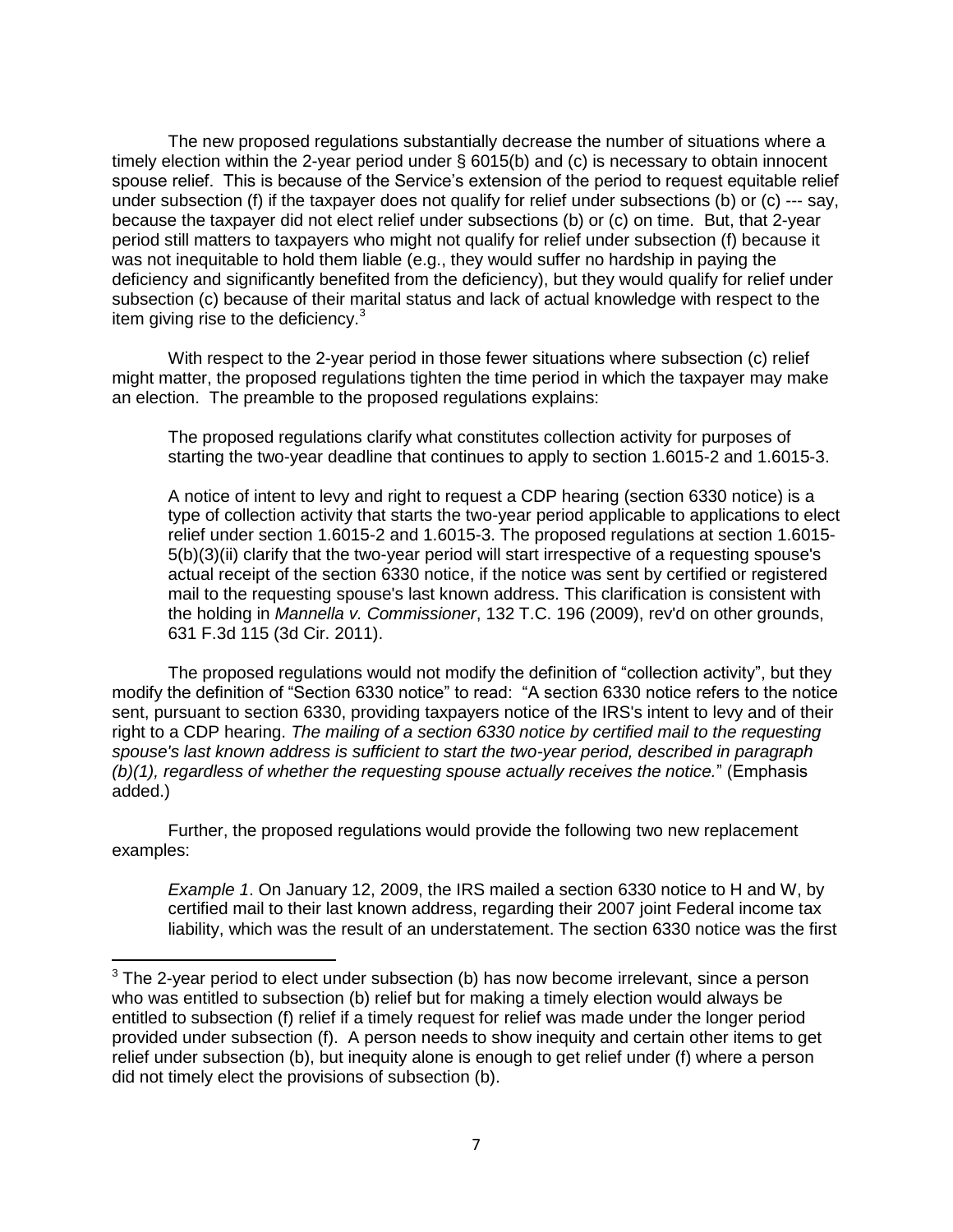The new proposed regulations substantially decrease the number of situations where a timely election within the 2-year period under § 6015(b) and (c) is necessary to obtain innocent spouse relief. This is because of the Service's extension of the period to request equitable relief under subsection (f) if the taxpayer does not qualify for relief under subsections (b) or (c) --- say, because the taxpayer did not elect relief under subsections (b) or (c) on time. But, that 2-year period still matters to taxpayers who might not qualify for relief under subsection (f) because it was not inequitable to hold them liable (e.g., they would suffer no hardship in paying the deficiency and significantly benefited from the deficiency), but they would qualify for relief under subsection (c) because of their marital status and lack of actual knowledge with respect to the item giving rise to the deficiency.[3]

With respect to the 2-year period in those fewer situations where subsection (c) relief might matter, the proposed regulations tighten the time period in which the taxpayer may make an election. The preamble to the proposed regulations explains:

> The proposed regulations clarify what constitutes collection activity for purposes of starting the two-year deadline that continues to apply to section 1.6015-2 and 1.6015-3.
>
> A notice of intent to levy and right to request a CDP hearing (section 6330 notice) is a type of collection activity that starts the two-year period applicable to applications to elect relief under section 1.6015-2 and 1.6015-3. The proposed regulations at section 1.6015-5(b)(3)(ii) clarify that the two-year period will start irrespective of a requesting spouse's actual receipt of the section 6330 notice, if the notice was sent by certified or registered mail to the requesting spouse's last known address. This clarification is consistent with the holding in *Mannella v. Commissioner*, 132 T.C. 196 (2009), rev'd on other grounds, 631 F.3d 115 (3d Cir. 2011).

The proposed regulations would not modify the definition of "collection activity", but they modify the definition of "Section 6330 notice" to read: "A section 6330 notice refers to the notice sent, pursuant to section 6330, providing taxpayers notice of the IRS's intent to levy and of their right to a CDP hearing. *The mailing of a section 6330 notice by certified mail to the requesting spouse's last known address is sufficient to start the two-year period, described in paragraph (b)(1), regardless of whether the requesting spouse actually receives the notice.*" (Emphasis added.)

Further, the proposed regulations would provide the following two new replacement examples:

> *Example 1*. On January 12, 2009, the IRS mailed a section 6330 notice to H and W, by certified mail to their last known address, regarding their 2007 joint Federal income tax liability, which was the result of an understatement. The section 6330 notice was the first

[3] The 2-year period to elect under subsection (b) has now become irrelevant, since a person who was entitled to subsection (b) relief but for making a timely election would always be entitled to subsection (f) relief if a timely request for relief was made under the longer period provided under subsection (f). A person needs to show inequity and certain other items to get relief under subsection (b), but inequity alone is enough to get relief under (f) where a person did not timely elect the provisions of subsection (b).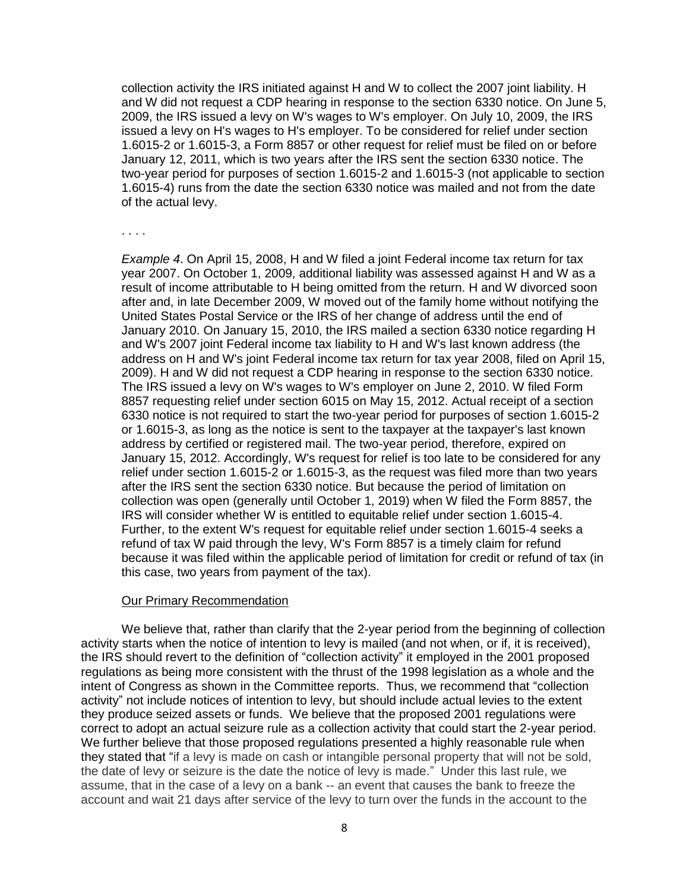collection activity the IRS initiated against H and W to collect the 2007 joint liability. H and W did not request a CDP hearing in response to the section 6330 notice. On June 5, 2009, the IRS issued a levy on W's wages to W's employer. On July 10, 2009, the IRS issued a levy on H's wages to H's employer. To be considered for relief under section 1.6015-2 or 1.6015-3, a Form 8857 or other request for relief must be filed on or before January 12, 2011, which is two years after the IRS sent the section 6330 notice. The two-year period for purposes of section 1.6015-2 and 1.6015-3 (not applicable to section 1.6015-4) runs from the date the section 6330 notice was mailed and not from the date of the actual levy.

. . . .

*Example 4*. On April 15, 2008, H and W filed a joint Federal income tax return for tax year 2007. On October 1, 2009, additional liability was assessed against H and W as a result of income attributable to H being omitted from the return. H and W divorced soon after and, in late December 2009, W moved out of the family home without notifying the United States Postal Service or the IRS of her change of address until the end of January 2010. On January 15, 2010, the IRS mailed a section 6330 notice regarding H and W's 2007 joint Federal income tax liability to H and W's last known address (the address on H and W's joint Federal income tax return for tax year 2008, filed on April 15, 2009). H and W did not request a CDP hearing in response to the section 6330 notice. The IRS issued a levy on W's wages to W's employer on June 2, 2010. W filed Form 8857 requesting relief under section 6015 on May 15, 2012. Actual receipt of a section 6330 notice is not required to start the two-year period for purposes of section 1.6015-2 or 1.6015-3, as long as the notice is sent to the taxpayer at the taxpayer's last known address by certified or registered mail. The two-year period, therefore, expired on January 15, 2012. Accordingly, W's request for relief is too late to be considered for any relief under section 1.6015-2 or 1.6015-3, as the request was filed more than two years after the IRS sent the section 6330 notice. But because the period of limitation on collection was open (generally until October 1, 2019) when W filed the Form 8857, the IRS will consider whether W is entitled to equitable relief under section 1.6015-4. Further, to the extent W's request for equitable relief under section 1.6015-4 seeks a refund of tax W paid through the levy, W's Form 8857 is a timely claim for refund because it was filed within the applicable period of limitation for credit or refund of tax (in this case, two years from payment of the tax).

Our Primary Recommendation

We believe that, rather than clarify that the 2-year period from the beginning of collection activity starts when the notice of intention to levy is mailed (and not when, or if, it is received), the IRS should revert to the definition of "collection activity" it employed in the 2001 proposed regulations as being more consistent with the thrust of the 1998 legislation as a whole and the intent of Congress as shown in the Committee reports. Thus, we recommend that "collection activity" not include notices of intention to levy, but should include actual levies to the extent they produce seized assets or funds. We believe that the proposed 2001 regulations were correct to adopt an actual seizure rule as a collection activity that could start the 2-year period. We further believe that those proposed regulations presented a highly reasonable rule when they stated that "if a levy is made on cash or intangible personal property that will not be sold, the date of levy or seizure is the date the notice of levy is made." Under this last rule, we assume, that in the case of a levy on a bank -- an event that causes the bank to freeze the account and wait 21 days after service of the levy to turn over the funds in the account to the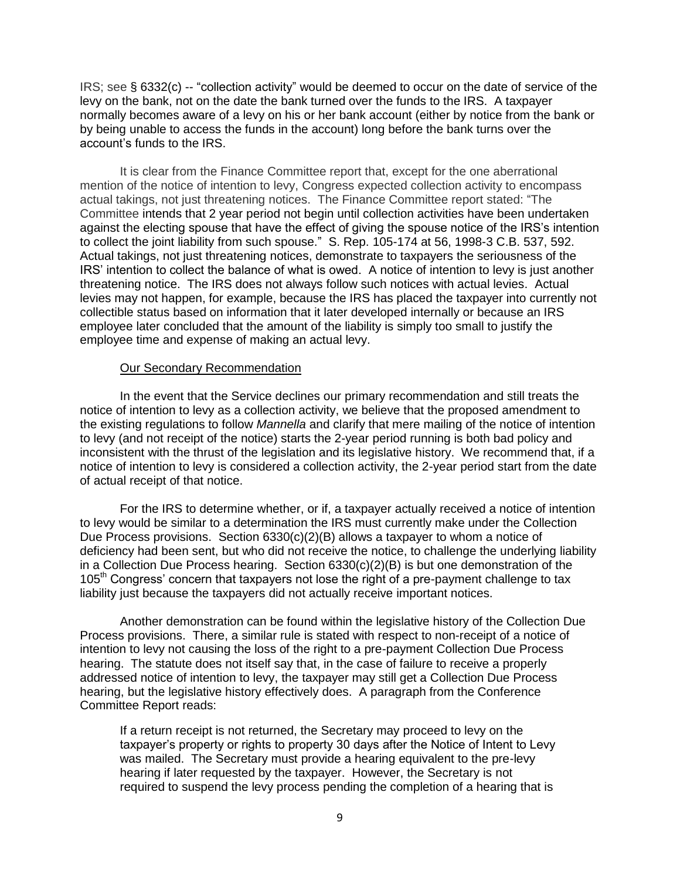IRS; see § 6332(c) -- "collection activity" would be deemed to occur on the date of service of the levy on the bank, not on the date the bank turned over the funds to the IRS. A taxpayer normally becomes aware of a levy on his or her bank account (either by notice from the bank or by being unable to access the funds in the account) long before the bank turns over the account's funds to the IRS.

It is clear from the Finance Committee report that, except for the one aberrational mention of the notice of intention to levy, Congress expected collection activity to encompass actual takings, not just threatening notices. The Finance Committee report stated: "The Committee intends that 2 year period not begin until collection activities have been undertaken against the electing spouse that have the effect of giving the spouse notice of the IRS's intention to collect the joint liability from such spouse." S. Rep. 105-174 at 56, 1998-3 C.B. 537, 592. Actual takings, not just threatening notices, demonstrate to taxpayers the seriousness of the IRS' intention to collect the balance of what is owed. A notice of intention to levy is just another threatening notice. The IRS does not always follow such notices with actual levies. Actual levies may not happen, for example, because the IRS has placed the taxpayer into currently not collectible status based on information that it later developed internally or because an IRS employee later concluded that the amount of the liability is simply too small to justify the employee time and expense of making an actual levy.

Our Secondary Recommendation

In the event that the Service declines our primary recommendation and still treats the notice of intention to levy as a collection activity, we believe that the proposed amendment to the existing regulations to follow *Mannella* and clarify that mere mailing of the notice of intention to levy (and not receipt of the notice) starts the 2-year period running is both bad policy and inconsistent with the thrust of the legislation and its legislative history. We recommend that, if a notice of intention to levy is considered a collection activity, the 2-year period start from the date of actual receipt of that notice.

For the IRS to determine whether, or if, a taxpayer actually received a notice of intention to levy would be similar to a determination the IRS must currently make under the Collection Due Process provisions. Section 6330(c)(2)(B) allows a taxpayer to whom a notice of deficiency had been sent, but who did not receive the notice, to challenge the underlying liability in a Collection Due Process hearing. Section 6330(c)(2)(B) is but one demonstration of the 105th Congress' concern that taxpayers not lose the right of a pre-payment challenge to tax liability just because the taxpayers did not actually receive important notices.

Another demonstration can be found within the legislative history of the Collection Due Process provisions. There, a similar rule is stated with respect to non-receipt of a notice of intention to levy not causing the loss of the right to a pre-payment Collection Due Process hearing. The statute does not itself say that, in the case of failure to receive a properly addressed notice of intention to levy, the taxpayer may still get a Collection Due Process hearing, but the legislative history effectively does. A paragraph from the Conference Committee Report reads:

> If a return receipt is not returned, the Secretary may proceed to levy on the taxpayer's property or rights to property 30 days after the Notice of Intent to Levy was mailed. The Secretary must provide a hearing equivalent to the pre-levy hearing if later requested by the taxpayer. However, the Secretary is not required to suspend the levy process pending the completion of a hearing that is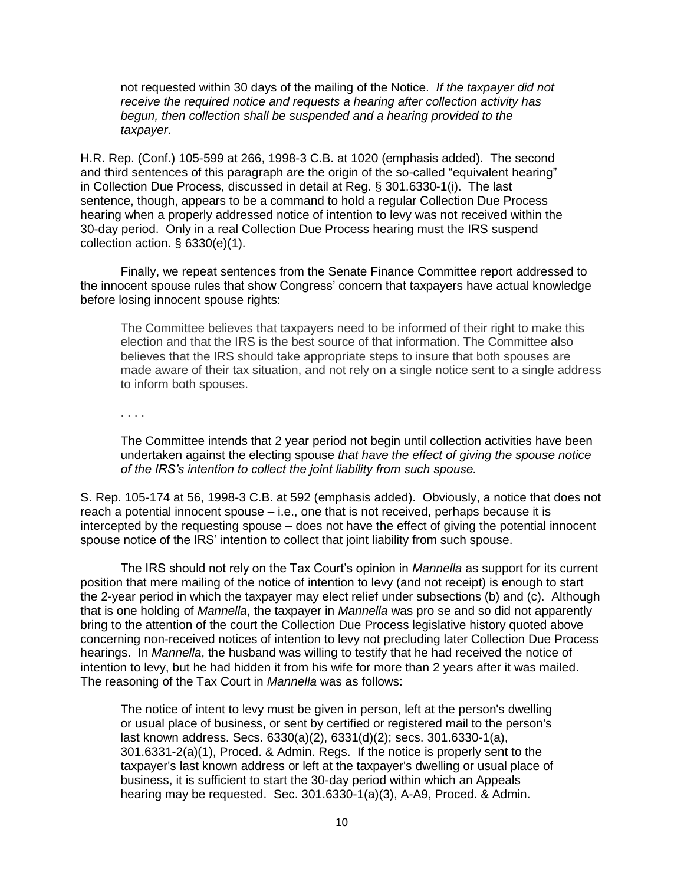> not requested within 30 days of the mailing of the Notice. *If the taxpayer did not receive the required notice and requests a hearing after collection activity has begun, then collection shall be suspended and a hearing provided to the taxpayer*.

H.R. Rep. (Conf.) 105-599 at 266, 1998-3 C.B. at 1020 (emphasis added). The second and third sentences of this paragraph are the origin of the so-called "equivalent hearing" in Collection Due Process, discussed in detail at Reg. § 301.6330-1(i). The last sentence, though, appears to be a command to hold a regular Collection Due Process hearing when a properly addressed notice of intention to levy was not received within the 30-day period. Only in a real Collection Due Process hearing must the IRS suspend collection action. § 6330(e)(1).

Finally, we repeat sentences from the Senate Finance Committee report addressed to the innocent spouse rules that show Congress' concern that taxpayers have actual knowledge before losing innocent spouse rights:

> The Committee believes that taxpayers need to be informed of their right to make this election and that the IRS is the best source of that information. The Committee also believes that the IRS should take appropriate steps to insure that both spouses are made aware of their tax situation, and not rely on a single notice sent to a single address to inform both spouses.
>
> . . . .
>
> The Committee intends that 2 year period not begin until collection activities have been undertaken against the electing spouse *that have the effect of giving the spouse notice of the IRS's intention to collect the joint liability from such spouse.*

S. Rep. 105-174 at 56, 1998-3 C.B. at 592 (emphasis added). Obviously, a notice that does not reach a potential innocent spouse – i.e., one that is not received, perhaps because it is intercepted by the requesting spouse – does not have the effect of giving the potential innocent spouse notice of the IRS' intention to collect that joint liability from such spouse.

The IRS should not rely on the Tax Court's opinion in *Mannella* as support for its current position that mere mailing of the notice of intention to levy (and not receipt) is enough to start the 2-year period in which the taxpayer may elect relief under subsections (b) and (c). Although that is one holding of *Mannella*, the taxpayer in *Mannella* was pro se and so did not apparently bring to the attention of the court the Collection Due Process legislative history quoted above concerning non-received notices of intention to levy not precluding later Collection Due Process hearings. In *Mannella*, the husband was willing to testify that he had received the notice of intention to levy, but he had hidden it from his wife for more than 2 years after it was mailed. The reasoning of the Tax Court in *Mannella* was as follows:

> The notice of intent to levy must be given in person, left at the person's dwelling or usual place of business, or sent by certified or registered mail to the person's last known address. Secs. 6330(a)(2), 6331(d)(2); secs. 301.6330-1(a), 301.6331-2(a)(1), Proced. & Admin. Regs. If the notice is properly sent to the taxpayer's last known address or left at the taxpayer's dwelling or usual place of business, it is sufficient to start the 30-day period within which an Appeals hearing may be requested. Sec. 301.6330-1(a)(3), A-A9, Proced. & Admin.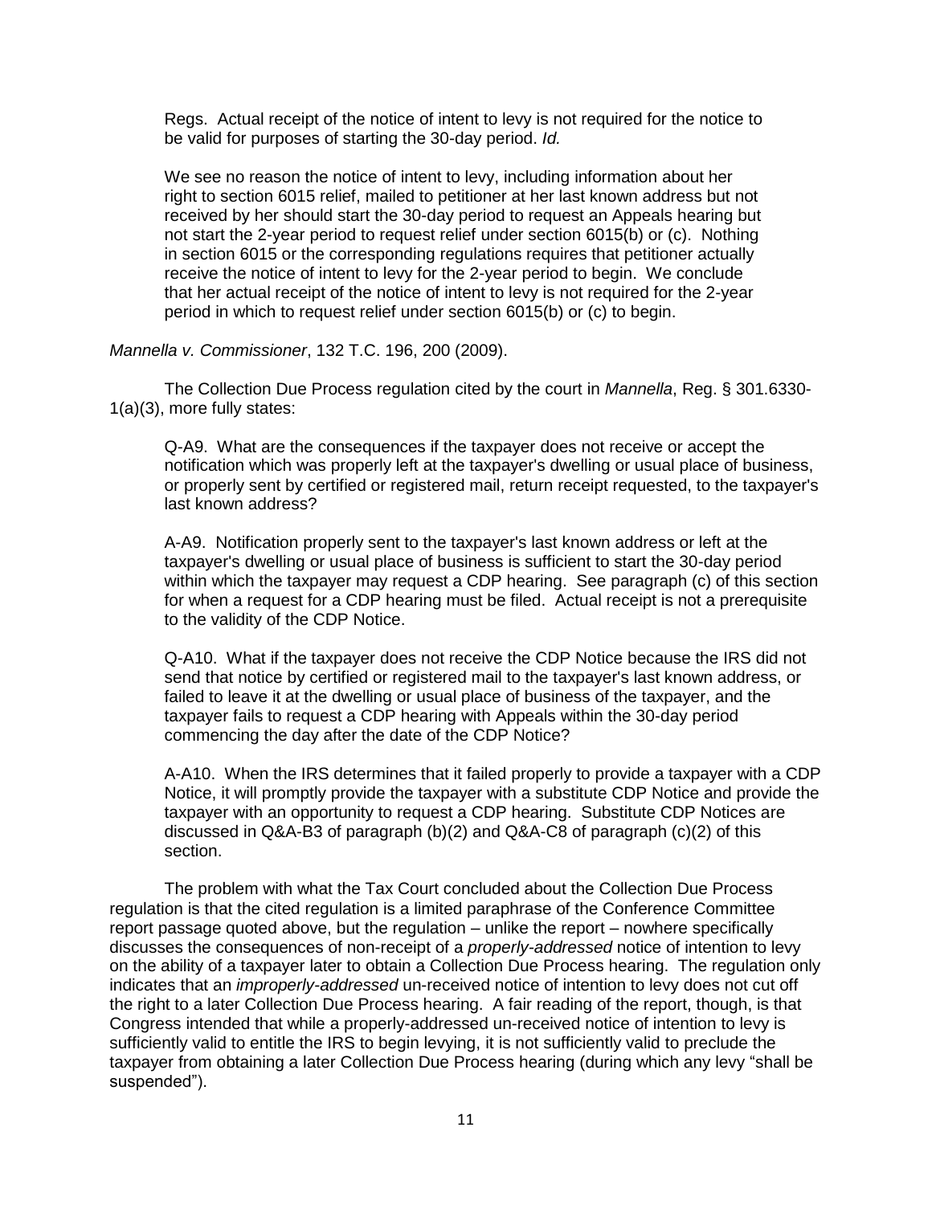> Regs. Actual receipt of the notice of intent to levy is not required for the notice to be valid for purposes of starting the 30-day period. *Id.*
>
> We see no reason the notice of intent to levy, including information about her right to section 6015 relief, mailed to petitioner at her last known address but not received by her should start the 30-day period to request an Appeals hearing but not start the 2-year period to request relief under section 6015(b) or (c). Nothing in section 6015 or the corresponding regulations requires that petitioner actually receive the notice of intent to levy for the 2-year period to begin. We conclude that her actual receipt of the notice of intent to levy is not required for the 2-year period in which to request relief under section 6015(b) or (c) to begin.

*Mannella v. Commissioner*, 132 T.C. 196, 200 (2009).

The Collection Due Process regulation cited by the court in *Mannella*, Reg. § 301.6330-1(a)(3), more fully states:

> Q-A9. What are the consequences if the taxpayer does not receive or accept the notification which was properly left at the taxpayer's dwelling or usual place of business, or properly sent by certified or registered mail, return receipt requested, to the taxpayer's last known address?
>
> A-A9. Notification properly sent to the taxpayer's last known address or left at the taxpayer's dwelling or usual place of business is sufficient to start the 30-day period within which the taxpayer may request a CDP hearing. See paragraph (c) of this section for when a request for a CDP hearing must be filed. Actual receipt is not a prerequisite to the validity of the CDP Notice.
>
> Q-A10. What if the taxpayer does not receive the CDP Notice because the IRS did not send that notice by certified or registered mail to the taxpayer's last known address, or failed to leave it at the dwelling or usual place of business of the taxpayer, and the taxpayer fails to request a CDP hearing with Appeals within the 30-day period commencing the day after the date of the CDP Notice?
>
> A-A10. When the IRS determines that it failed properly to provide a taxpayer with a CDP Notice, it will promptly provide the taxpayer with a substitute CDP Notice and provide the taxpayer with an opportunity to request a CDP hearing. Substitute CDP Notices are discussed in Q&A-B3 of paragraph (b)(2) and Q&A-C8 of paragraph (c)(2) of this section.

The problem with what the Tax Court concluded about the Collection Due Process regulation is that the cited regulation is a limited paraphrase of the Conference Committee report passage quoted above, but the regulation – unlike the report – nowhere specifically discusses the consequences of non-receipt of a *properly-addressed* notice of intention to levy on the ability of a taxpayer later to obtain a Collection Due Process hearing. The regulation only indicates that an *improperly-addressed* un-received notice of intention to levy does not cut off the right to a later Collection Due Process hearing. A fair reading of the report, though, is that Congress intended that while a properly-addressed un-received notice of intention to levy is sufficiently valid to entitle the IRS to begin levying, it is not sufficiently valid to preclude the taxpayer from obtaining a later Collection Due Process hearing (during which any levy "shall be suspended").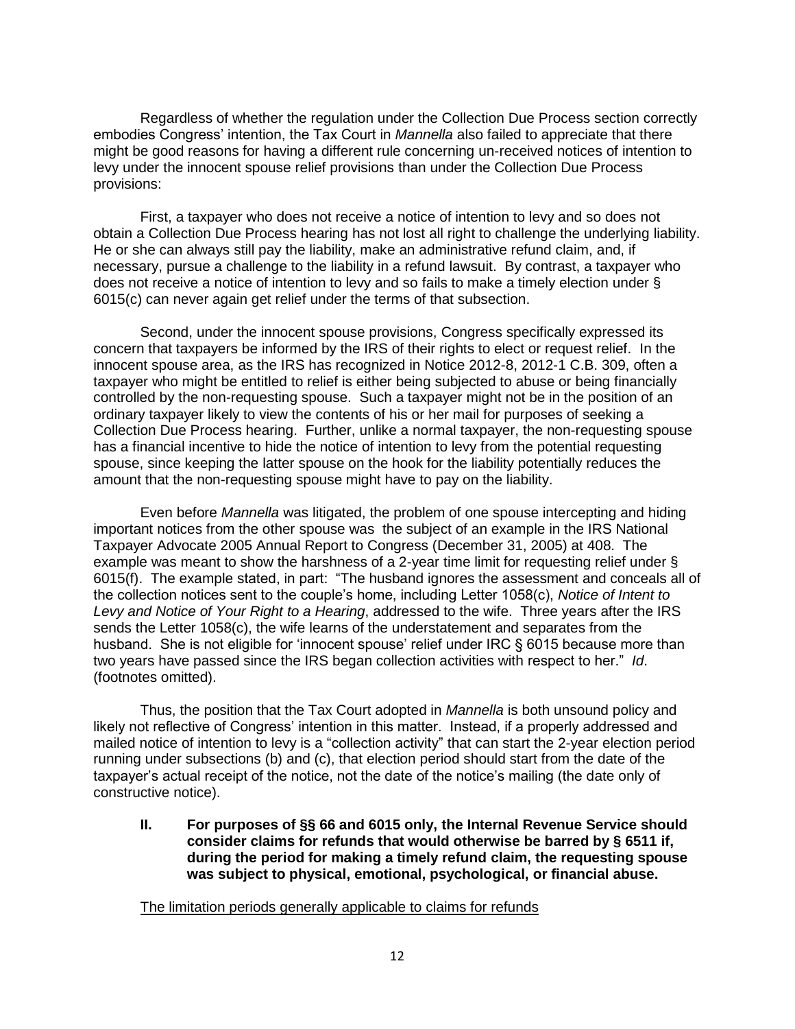Regardless of whether the regulation under the Collection Due Process section correctly embodies Congress' intention, the Tax Court in *Mannella* also failed to appreciate that there might be good reasons for having a different rule concerning un-received notices of intention to levy under the innocent spouse relief provisions than under the Collection Due Process provisions:

First, a taxpayer who does not receive a notice of intention to levy and so does not obtain a Collection Due Process hearing has not lost all right to challenge the underlying liability. He or she can always still pay the liability, make an administrative refund claim, and, if necessary, pursue a challenge to the liability in a refund lawsuit. By contrast, a taxpayer who does not receive a notice of intention to levy and so fails to make a timely election under § 6015(c) can never again get relief under the terms of that subsection.

Second, under the innocent spouse provisions, Congress specifically expressed its concern that taxpayers be informed by the IRS of their rights to elect or request relief. In the innocent spouse area, as the IRS has recognized in Notice 2012-8, 2012-1 C.B. 309, often a taxpayer who might be entitled to relief is either being subjected to abuse or being financially controlled by the non-requesting spouse. Such a taxpayer might not be in the position of an ordinary taxpayer likely to view the contents of his or her mail for purposes of seeking a Collection Due Process hearing. Further, unlike a normal taxpayer, the non-requesting spouse has a financial incentive to hide the notice of intention to levy from the potential requesting spouse, since keeping the latter spouse on the hook for the liability potentially reduces the amount that the non-requesting spouse might have to pay on the liability.

Even before *Mannella* was litigated, the problem of one spouse intercepting and hiding important notices from the other spouse was the subject of an example in the IRS National Taxpayer Advocate 2005 Annual Report to Congress (December 31, 2005) at 408. The example was meant to show the harshness of a 2-year time limit for requesting relief under § 6015(f). The example stated, in part: "The husband ignores the assessment and conceals all of the collection notices sent to the couple's home, including Letter 1058(c), *Notice of Intent to Levy and Notice of Your Right to a Hearing*, addressed to the wife. Three years after the IRS sends the Letter 1058(c), the wife learns of the understatement and separates from the husband. She is not eligible for 'innocent spouse' relief under IRC § 6015 because more than two years have passed since the IRS began collection activities with respect to her." *Id*. (footnotes omitted).

Thus, the position that the Tax Court adopted in *Mannella* is both unsound policy and likely not reflective of Congress' intention in this matter. Instead, if a properly addressed and mailed notice of intention to levy is a "collection activity" that can start the 2-year election period running under subsections (b) and (c), that election period should start from the date of the taxpayer's actual receipt of the notice, not the date of the notice's mailing (the date only of constructive notice).

## II. For purposes of §§ 66 and 6015 only, the Internal Revenue Service should consider claims for refunds that would otherwise be barred by § 6511 if, during the period for making a timely refund claim, the requesting spouse was subject to physical, emotional, psychological, or financial abuse.

<u>The limitation periods generally applicable to claims for refunds</u>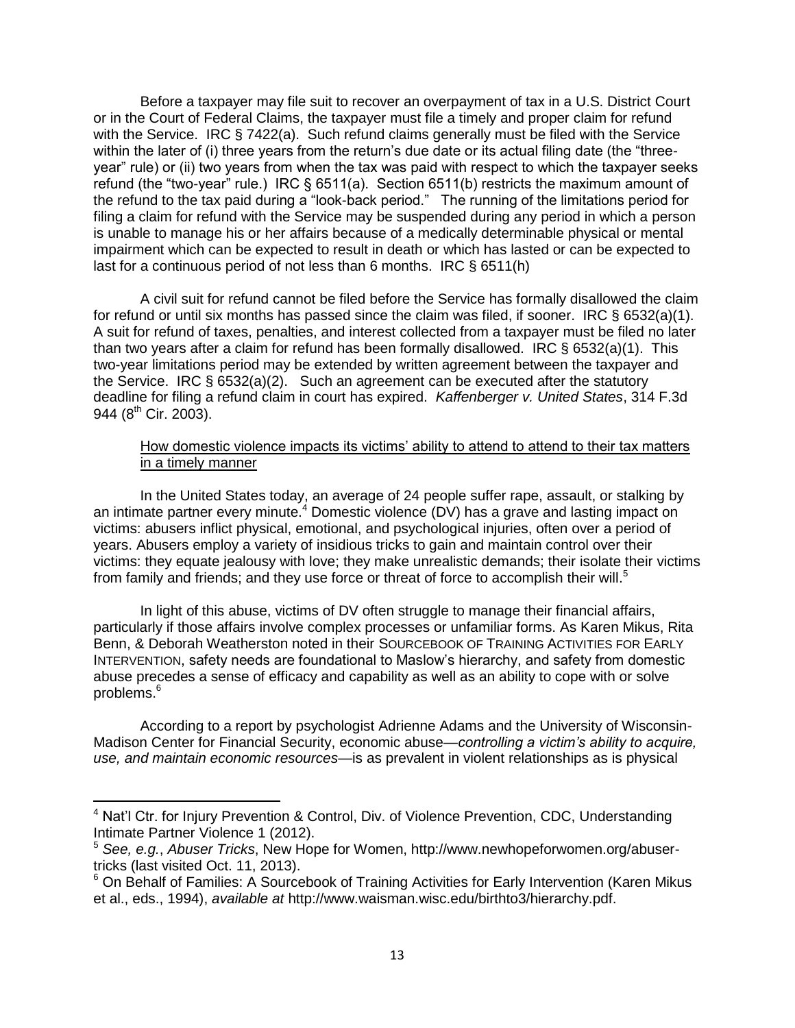Before a taxpayer may file suit to recover an overpayment of tax in a U.S. District Court or in the Court of Federal Claims, the taxpayer must file a timely and proper claim for refund with the Service. IRC § 7422(a). Such refund claims generally must be filed with the Service within the later of (i) three years from the return's due date or its actual filing date (the "three-year" rule) or (ii) two years from when the tax was paid with respect to which the taxpayer seeks refund (the "two-year" rule.) IRC § 6511(a). Section 6511(b) restricts the maximum amount of the refund to the tax paid during a "look-back period." The running of the limitations period for filing a claim for refund with the Service may be suspended during any period in which a person is unable to manage his or her affairs because of a medically determinable physical or mental impairment which can be expected to result in death or which has lasted or can be expected to last for a continuous period of not less than 6 months. IRC § 6511(h)

A civil suit for refund cannot be filed before the Service has formally disallowed the claim for refund or until six months has passed since the claim was filed, if sooner. IRC § 6532(a)(1). A suit for refund of taxes, penalties, and interest collected from a taxpayer must be filed no later than two years after a claim for refund has been formally disallowed. IRC § 6532(a)(1). This two-year limitations period may be extended by written agreement between the taxpayer and the Service. IRC § 6532(a)(2). Such an agreement can be executed after the statutory deadline for filing a refund claim in court has expired. *Kaffenberger v. United States*, 314 F.3d 944 (8th Cir. 2003).

<u>How domestic violence impacts its victims' ability to attend to attend to their tax matters in a timely manner</u>

In the United States today, an average of 24 people suffer rape, assault, or stalking by an intimate partner every minute.[4] Domestic violence (DV) has a grave and lasting impact on victims: abusers inflict physical, emotional, and psychological injuries, often over a period of years. Abusers employ a variety of insidious tricks to gain and maintain control over their victims: they equate jealousy with love; they make unrealistic demands; their isolate their victims from family and friends; and they use force or threat of force to accomplish their will.[5]

In light of this abuse, victims of DV often struggle to manage their financial affairs, particularly if those affairs involve complex processes or unfamiliar forms. As Karen Mikus, Rita Benn, & Deborah Weatherston noted in their SOURCEBOOK OF TRAINING ACTIVITIES FOR EARLY INTERVENTION, safety needs are foundational to Maslow's hierarchy, and safety from domestic abuse precedes a sense of efficacy and capability as well as an ability to cope with or solve problems.[6]

According to a report by psychologist Adrienne Adams and the University of Wisconsin-Madison Center for Financial Security, economic abuse—*controlling a victim's ability to acquire, use, and maintain economic resources*—is as prevalent in violent relationships as is physical

---

[4] Nat'l Ctr. for Injury Prevention & Control, Div. of Violence Prevention, CDC, Understanding Intimate Partner Violence 1 (2012).

[5] *See, e.g.*, *Abuser Tricks*, New Hope for Women, http://www.newhopeforwomen.org/abuser-tricks (last visited Oct. 11, 2013).

[6] On Behalf of Families: A Sourcebook of Training Activities for Early Intervention (Karen Mikus et al., eds., 1994), *available at* http://www.waisman.wisc.edu/birthto3/hierarchy.pdf.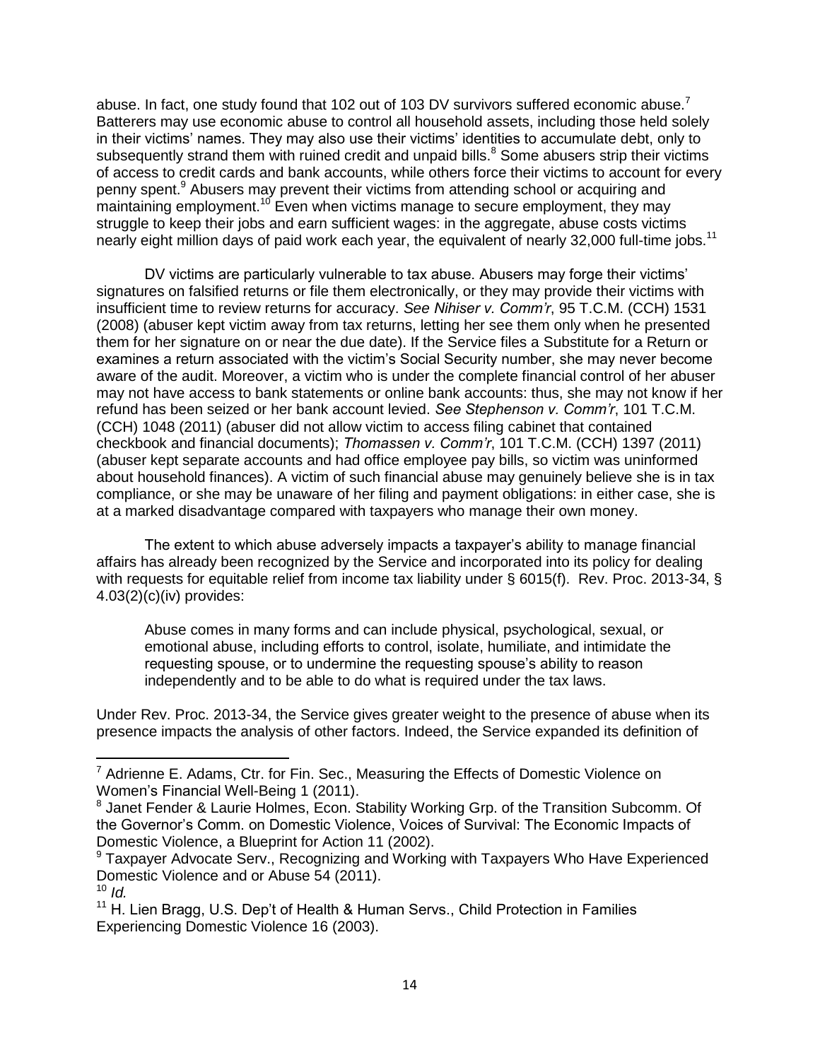abuse. In fact, one study found that 102 out of 103 DV survivors suffered economic abuse.[7] Batterers may use economic abuse to control all household assets, including those held solely in their victims' names. They may also use their victims' identities to accumulate debt, only to subsequently strand them with ruined credit and unpaid bills.[8] Some abusers strip their victims of access to credit cards and bank accounts, while others force their victims to account for every penny spent.[9] Abusers may prevent their victims from attending school or acquiring and maintaining employment.[10] Even when victims manage to secure employment, they may struggle to keep their jobs and earn sufficient wages: in the aggregate, abuse costs victims nearly eight million days of paid work each year, the equivalent of nearly 32,000 full-time jobs.[11]

DV victims are particularly vulnerable to tax abuse. Abusers may forge their victims' signatures on falsified returns or file them electronically, or they may provide their victims with insufficient time to review returns for accuracy. *See Nihiser v. Comm'r*, 95 T.C.M. (CCH) 1531 (2008) (abuser kept victim away from tax returns, letting her see them only when he presented them for her signature on or near the due date). If the Service files a Substitute for a Return or examines a return associated with the victim's Social Security number, she may never become aware of the audit. Moreover, a victim who is under the complete financial control of her abuser may not have access to bank statements or online bank accounts: thus, she may not know if her refund has been seized or her bank account levied. *See Stephenson v. Comm'r*, 101 T.C.M. (CCH) 1048 (2011) (abuser did not allow victim to access filing cabinet that contained checkbook and financial documents); *Thomassen v. Comm'r*, 101 T.C.M. (CCH) 1397 (2011) (abuser kept separate accounts and had office employee pay bills, so victim was uninformed about household finances). A victim of such financial abuse may genuinely believe she is in tax compliance, or she may be unaware of her filing and payment obligations: in either case, she is at a marked disadvantage compared with taxpayers who manage their own money.

The extent to which abuse adversely impacts a taxpayer's ability to manage financial affairs has already been recognized by the Service and incorporated into its policy for dealing with requests for equitable relief from income tax liability under § 6015(f). Rev. Proc. 2013-34, § 4.03(2)(c)(iv) provides:

> Abuse comes in many forms and can include physical, psychological, sexual, or emotional abuse, including efforts to control, isolate, humiliate, and intimidate the requesting spouse, or to undermine the requesting spouse's ability to reason independently and to be able to do what is required under the tax laws.

Under Rev. Proc. 2013-34, the Service gives greater weight to the presence of abuse when its presence impacts the analysis of other factors. Indeed, the Service expanded its definition of

---

[7] Adrienne E. Adams, Ctr. for Fin. Sec., Measuring the Effects of Domestic Violence on Women's Financial Well-Being 1 (2011).

[8] Janet Fender & Laurie Holmes, Econ. Stability Working Grp. of the Transition Subcomm. Of the Governor's Comm. on Domestic Violence, Voices of Survival: The Economic Impacts of Domestic Violence, a Blueprint for Action 11 (2002).

[9] Taxpayer Advocate Serv., Recognizing and Working with Taxpayers Who Have Experienced Domestic Violence and or Abuse 54 (2011).

[10] *Id.*

[11] H. Lien Bragg, U.S. Dep't of Health & Human Servs., Child Protection in Families Experiencing Domestic Violence 16 (2003).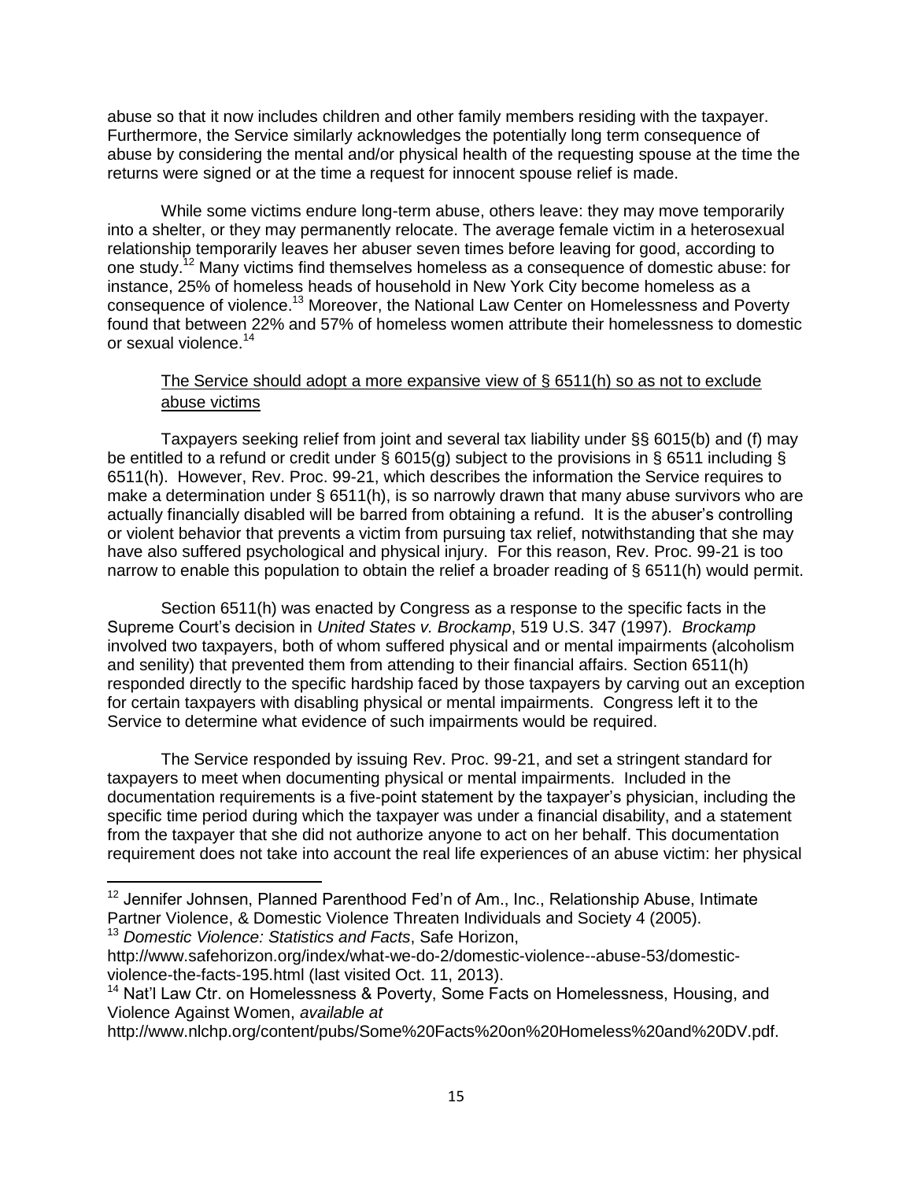abuse so that it now includes children and other family members residing with the taxpayer. Furthermore, the Service similarly acknowledges the potentially long term consequence of abuse by considering the mental and/or physical health of the requesting spouse at the time the returns were signed or at the time a request for innocent spouse relief is made.

While some victims endure long-term abuse, others leave: they may move temporarily into a shelter, or they may permanently relocate. The average female victim in a heterosexual relationship temporarily leaves her abuser seven times before leaving for good, according to one study.[12] Many victims find themselves homeless as a consequence of domestic abuse: for instance, 25% of homeless heads of household in New York City become homeless as a consequence of violence.[13] Moreover, the National Law Center on Homelessness and Poverty found that between 22% and 57% of homeless women attribute their homelessness to domestic or sexual violence.[14]

<u>The Service should adopt a more expansive view of § 6511(h) so as not to exclude abuse victims</u>

Taxpayers seeking relief from joint and several tax liability under §§ 6015(b) and (f) may be entitled to a refund or credit under § 6015(g) subject to the provisions in § 6511 including § 6511(h). However, Rev. Proc. 99-21, which describes the information the Service requires to make a determination under § 6511(h), is so narrowly drawn that many abuse survivors who are actually financially disabled will be barred from obtaining a refund. It is the abuser's controlling or violent behavior that prevents a victim from pursuing tax relief, notwithstanding that she may have also suffered psychological and physical injury. For this reason, Rev. Proc. 99-21 is too narrow to enable this population to obtain the relief a broader reading of § 6511(h) would permit.

Section 6511(h) was enacted by Congress as a response to the specific facts in the Supreme Court's decision in *United States v. Brockamp*, 519 U.S. 347 (1997). *Brockamp* involved two taxpayers, both of whom suffered physical and or mental impairments (alcoholism and senility) that prevented them from attending to their financial affairs. Section 6511(h) responded directly to the specific hardship faced by those taxpayers by carving out an exception for certain taxpayers with disabling physical or mental impairments. Congress left it to the Service to determine what evidence of such impairments would be required.

The Service responded by issuing Rev. Proc. 99-21, and set a stringent standard for taxpayers to meet when documenting physical or mental impairments. Included in the documentation requirements is a five-point statement by the taxpayer's physician, including the specific time period during which the taxpayer was under a financial disability, and a statement from the taxpayer that she did not authorize anyone to act on her behalf. This documentation requirement does not take into account the real life experiences of an abuse victim: her physical

---

[12] Jennifer Johnsen, Planned Parenthood Fed'n of Am., Inc., Relationship Abuse, Intimate Partner Violence, & Domestic Violence Threaten Individuals and Society 4 (2005).

[13] *Domestic Violence: Statistics and Facts*, Safe Horizon, http://www.safehorizon.org/index/what-we-do-2/domestic-violence--abuse-53/domestic-violence-the-facts-195.html (last visited Oct. 11, 2013).

[14] Nat'l Law Ctr. on Homelessness & Poverty, Some Facts on Homelessness, Housing, and Violence Against Women, *available at* http://www.nlchp.org/content/pubs/Some%20Facts%20on%20Homeless%20and%20DV.pdf.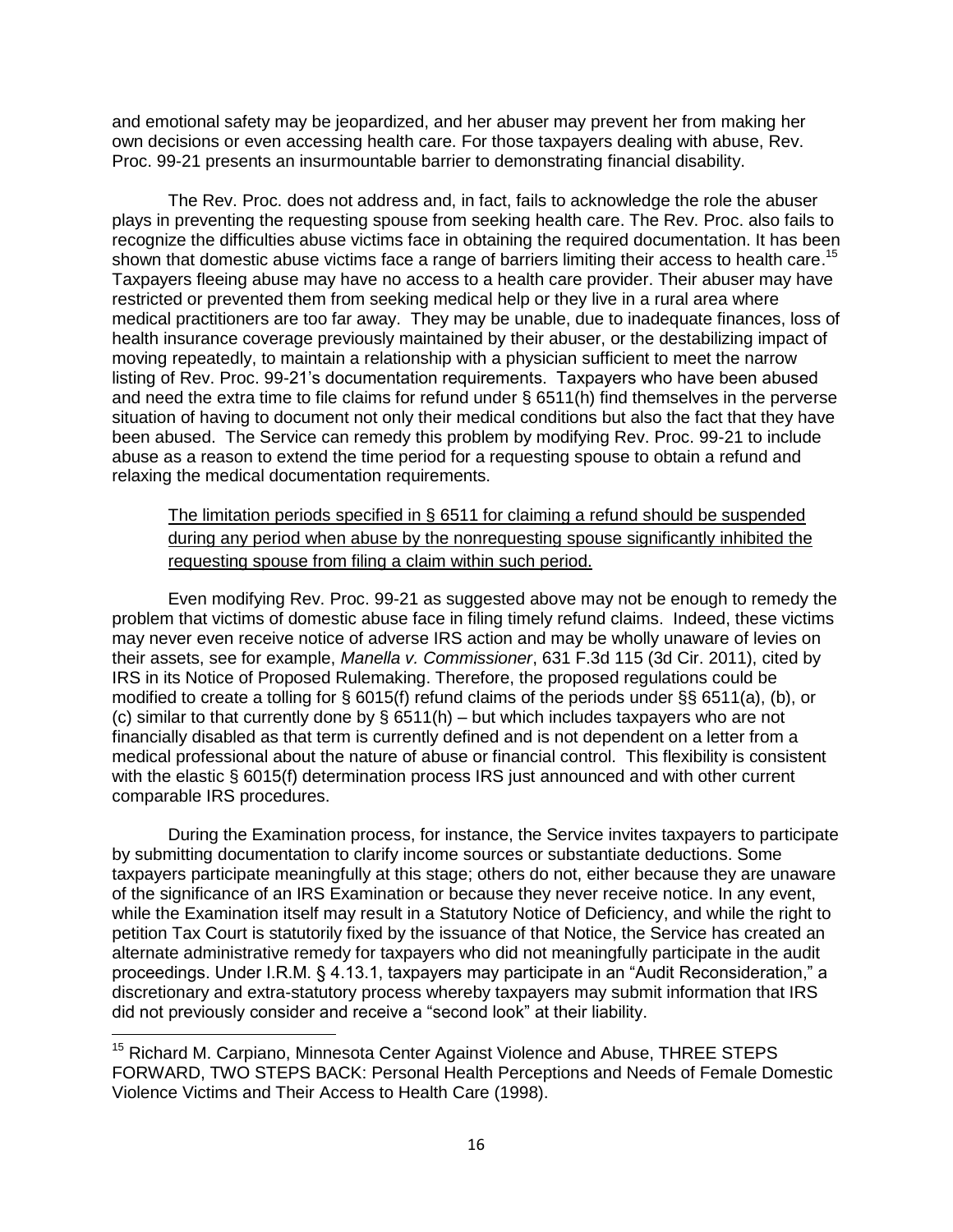and emotional safety may be jeopardized, and her abuser may prevent her from making her own decisions or even accessing health care. For those taxpayers dealing with abuse, Rev. Proc. 99-21 presents an insurmountable barrier to demonstrating financial disability.

The Rev. Proc. does not address and, in fact, fails to acknowledge the role the abuser plays in preventing the requesting spouse from seeking health care. The Rev. Proc. also fails to recognize the difficulties abuse victims face in obtaining the required documentation. It has been shown that domestic abuse victims face a range of barriers limiting their access to health care.[15] Taxpayers fleeing abuse may have no access to a health care provider. Their abuser may have restricted or prevented them from seeking medical help or they live in a rural area where medical practitioners are too far away. They may be unable, due to inadequate finances, loss of health insurance coverage previously maintained by their abuser, or the destabilizing impact of moving repeatedly, to maintain a relationship with a physician sufficient to meet the narrow listing of Rev. Proc. 99-21's documentation requirements. Taxpayers who have been abused and need the extra time to file claims for refund under § 6511(h) find themselves in the perverse situation of having to document not only their medical conditions but also the fact that they have been abused. The Service can remedy this problem by modifying Rev. Proc. 99-21 to include abuse as a reason to extend the time period for a requesting spouse to obtain a refund and relaxing the medical documentation requirements.

> <u>The limitation periods specified in § 6511 for claiming a refund should be suspended during any period when abuse by the nonrequesting spouse significantly inhibited the requesting spouse from filing a claim within such period.</u>

Even modifying Rev. Proc. 99-21 as suggested above may not be enough to remedy the problem that victims of domestic abuse face in filing timely refund claims. Indeed, these victims may never even receive notice of adverse IRS action and may be wholly unaware of levies on their assets, see for example, *Manella v. Commissioner*, 631 F.3d 115 (3d Cir. 2011), cited by IRS in its Notice of Proposed Rulemaking. Therefore, the proposed regulations could be modified to create a tolling for § 6015(f) refund claims of the periods under §§ 6511(a), (b), or (c) similar to that currently done by § 6511(h) – but which includes taxpayers who are not financially disabled as that term is currently defined and is not dependent on a letter from a medical professional about the nature of abuse or financial control. This flexibility is consistent with the elastic § 6015(f) determination process IRS just announced and with other current comparable IRS procedures.

During the Examination process, for instance, the Service invites taxpayers to participate by submitting documentation to clarify income sources or substantiate deductions. Some taxpayers participate meaningfully at this stage; others do not, either because they are unaware of the significance of an IRS Examination or because they never receive notice. In any event, while the Examination itself may result in a Statutory Notice of Deficiency, and while the right to petition Tax Court is statutorily fixed by the issuance of that Notice, the Service has created an alternate administrative remedy for taxpayers who did not meaningfully participate in the audit proceedings. Under I.R.M. § 4.13.1, taxpayers may participate in an "Audit Reconsideration," a discretionary and extra-statutory process whereby taxpayers may submit information that IRS did not previously consider and receive a "second look" at their liability.

[15] Richard M. Carpiano, Minnesota Center Against Violence and Abuse, THREE STEPS FORWARD, TWO STEPS BACK: Personal Health Perceptions and Needs of Female Domestic Violence Victims and Their Access to Health Care (1998).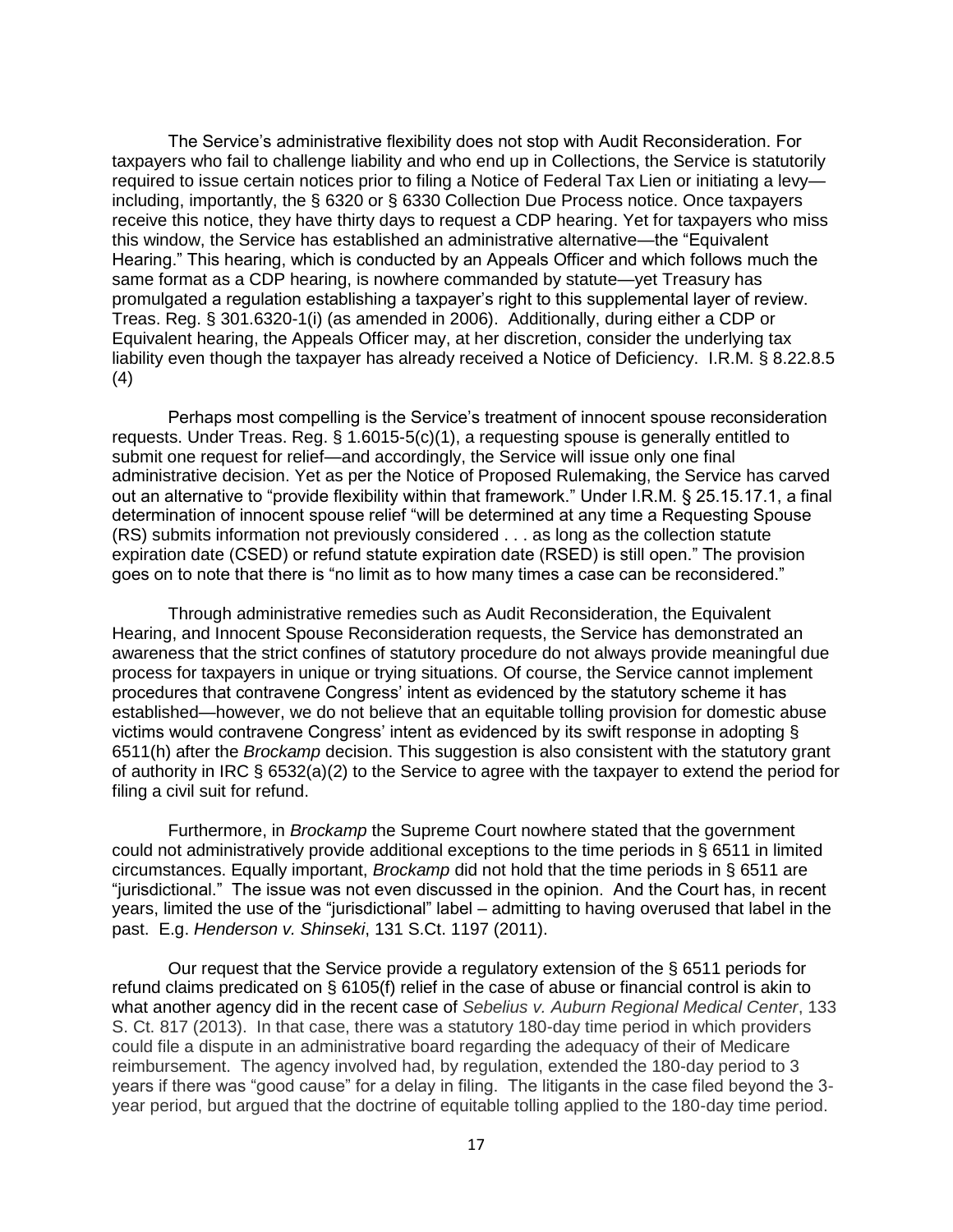The Service's administrative flexibility does not stop with Audit Reconsideration. For taxpayers who fail to challenge liability and who end up in Collections, the Service is statutorily required to issue certain notices prior to filing a Notice of Federal Tax Lien or initiating a levy—including, importantly, the § 6320 or § 6330 Collection Due Process notice. Once taxpayers receive this notice, they have thirty days to request a CDP hearing. Yet for taxpayers who miss this window, the Service has established an administrative alternative—the "Equivalent Hearing." This hearing, which is conducted by an Appeals Officer and which follows much the same format as a CDP hearing, is nowhere commanded by statute—yet Treasury has promulgated a regulation establishing a taxpayer's right to this supplemental layer of review. Treas. Reg. § 301.6320-1(i) (as amended in 2006). Additionally, during either a CDP or Equivalent hearing, the Appeals Officer may, at her discretion, consider the underlying tax liability even though the taxpayer has already received a Notice of Deficiency. I.R.M. § 8.22.8.5 (4)

Perhaps most compelling is the Service's treatment of innocent spouse reconsideration requests. Under Treas. Reg. § 1.6015-5(c)(1), a requesting spouse is generally entitled to submit one request for relief—and accordingly, the Service will issue only one final administrative decision. Yet as per the Notice of Proposed Rulemaking, the Service has carved out an alternative to "provide flexibility within that framework." Under I.R.M. § 25.15.17.1, a final determination of innocent spouse relief "will be determined at any time a Requesting Spouse (RS) submits information not previously considered . . . as long as the collection statute expiration date (CSED) or refund statute expiration date (RSED) is still open." The provision goes on to note that there is "no limit as to how many times a case can be reconsidered."

Through administrative remedies such as Audit Reconsideration, the Equivalent Hearing, and Innocent Spouse Reconsideration requests, the Service has demonstrated an awareness that the strict confines of statutory procedure do not always provide meaningful due process for taxpayers in unique or trying situations. Of course, the Service cannot implement procedures that contravene Congress' intent as evidenced by the statutory scheme it has established—however, we do not believe that an equitable tolling provision for domestic abuse victims would contravene Congress' intent as evidenced by its swift response in adopting § 6511(h) after the *Brockamp* decision. This suggestion is also consistent with the statutory grant of authority in IRC § 6532(a)(2) to the Service to agree with the taxpayer to extend the period for filing a civil suit for refund.

Furthermore, in *Brockamp* the Supreme Court nowhere stated that the government could not administratively provide additional exceptions to the time periods in § 6511 in limited circumstances. Equally important, *Brockamp* did not hold that the time periods in § 6511 are "jurisdictional." The issue was not even discussed in the opinion. And the Court has, in recent years, limited the use of the "jurisdictional" label – admitting to having overused that label in the past. E.g. *Henderson v. Shinseki*, 131 S.Ct. 1197 (2011).

Our request that the Service provide a regulatory extension of the § 6511 periods for refund claims predicated on § 6105(f) relief in the case of abuse or financial control is akin to what another agency did in the recent case of *Sebelius v. Auburn Regional Medical Center*, 133 S. Ct. 817 (2013). In that case, there was a statutory 180-day time period in which providers could file a dispute in an administrative board regarding the adequacy of their of Medicare reimbursement. The agency involved had, by regulation, extended the 180-day period to 3 years if there was "good cause" for a delay in filing. The litigants in the case filed beyond the 3-year period, but argued that the doctrine of equitable tolling applied to the 180-day time period.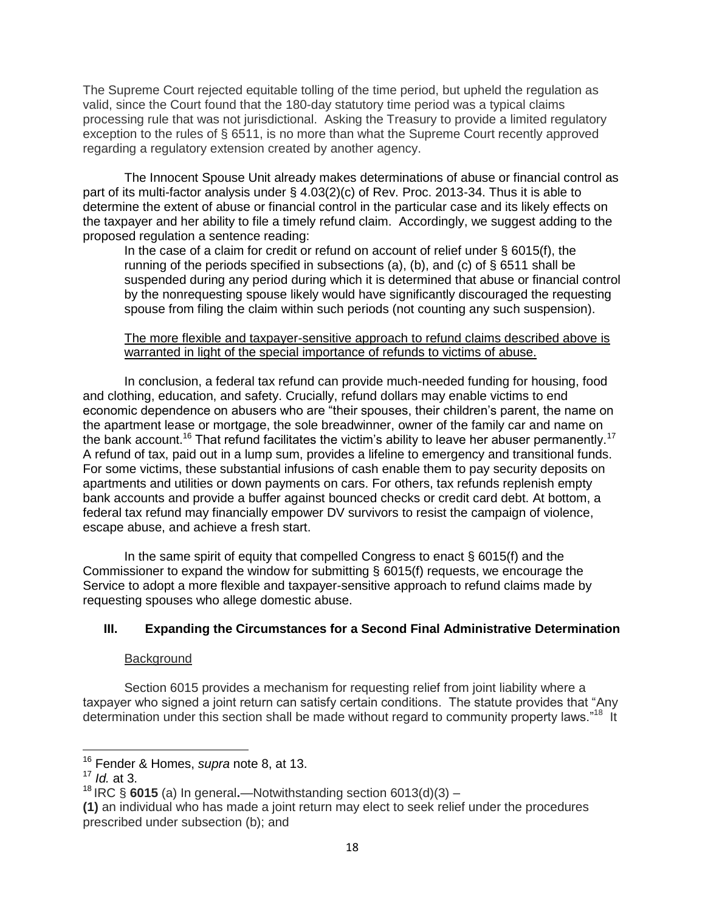The Supreme Court rejected equitable tolling of the time period, but upheld the regulation as valid, since the Court found that the 180-day statutory time period was a typical claims processing rule that was not jurisdictional. Asking the Treasury to provide a limited regulatory exception to the rules of § 6511, is no more than what the Supreme Court recently approved regarding a regulatory extension created by another agency.

The Innocent Spouse Unit already makes determinations of abuse or financial control as part of its multi-factor analysis under § 4.03(2)(c) of Rev. Proc. 2013-34. Thus it is able to determine the extent of abuse or financial control in the particular case and its likely effects on the taxpayer and her ability to file a timely refund claim. Accordingly, we suggest adding to the proposed regulation a sentence reading:

> In the case of a claim for credit or refund on account of relief under § 6015(f), the running of the periods specified in subsections (a), (b), and (c) of § 6511 shall be suspended during any period during which it is determined that abuse or financial control by the nonrequesting spouse likely would have significantly discouraged the requesting spouse from filing the claim within such periods (not counting any such suspension).
>
> <u>The more flexible and taxpayer-sensitive approach to refund claims described above is warranted in light of the special importance of refunds to victims of abuse.</u>

In conclusion, a federal tax refund can provide much-needed funding for housing, food and clothing, education, and safety. Crucially, refund dollars may enable victims to end economic dependence on abusers who are "their spouses, their children's parent, the name on the apartment lease or mortgage, the sole breadwinner, owner of the family car and name on the bank account.[16] That refund facilitates the victim's ability to leave her abuser permanently.[17] A refund of tax, paid out in a lump sum, provides a lifeline to emergency and transitional funds. For some victims, these substantial infusions of cash enable them to pay security deposits on apartments and utilities or down payments on cars. For others, tax refunds replenish empty bank accounts and provide a buffer against bounced checks or credit card debt. At bottom, a federal tax refund may financially empower DV survivors to resist the campaign of violence, escape abuse, and achieve a fresh start.

In the same spirit of equity that compelled Congress to enact § 6015(f) and the Commissioner to expand the window for submitting § 6015(f) requests, we encourage the Service to adopt a more flexible and taxpayer-sensitive approach to refund claims made by requesting spouses who allege domestic abuse.

## III. Expanding the Circumstances for a Second Final Administrative Determination

<u>Background</u>

Section 6015 provides a mechanism for requesting relief from joint liability where a taxpayer who signed a joint return can satisfy certain conditions. The statute provides that "Any determination under this section shall be made without regard to community property laws."[18] It

---

[16] Fender & Homes, *supra* note 8, at 13.

[17] *Id.* at 3.

[18] IRC § **6015** (a) In general**.**—Notwithstanding section 6013(d)(3) –

**(1)** an individual who has made a joint return may elect to seek relief under the procedures prescribed under subsection (b); and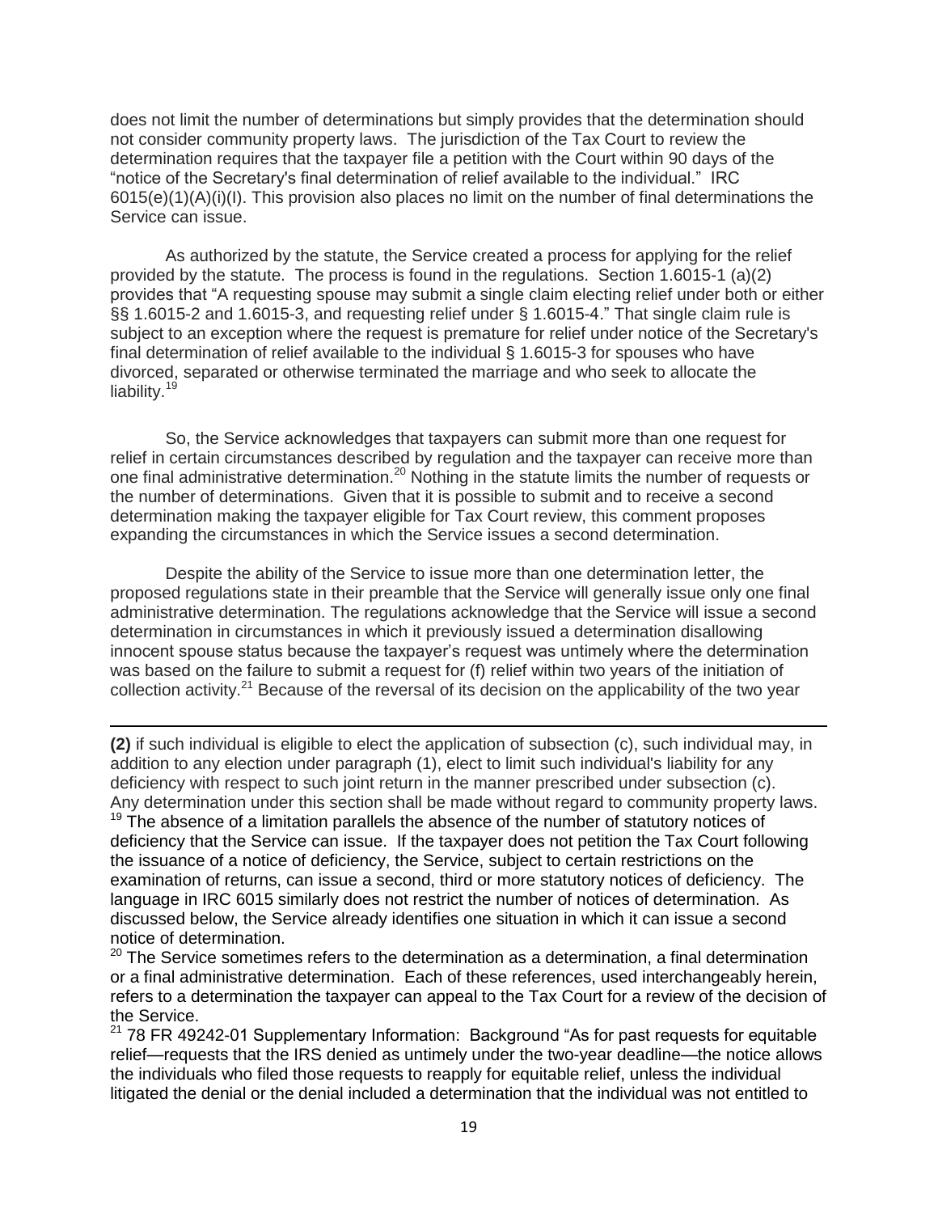does not limit the number of determinations but simply provides that the determination should not consider community property laws. The jurisdiction of the Tax Court to review the determination requires that the taxpayer file a petition with the Court within 90 days of the "notice of the Secretary's final determination of relief available to the individual." IRC 6015(e)(1)(A)(i)(I). This provision also places no limit on the number of final determinations the Service can issue.

As authorized by the statute, the Service created a process for applying for the relief provided by the statute. The process is found in the regulations. Section 1.6015-1 (a)(2) provides that "A requesting spouse may submit a single claim electing relief under both or either §§ 1.6015-2 and 1.6015-3, and requesting relief under § 1.6015-4." That single claim rule is subject to an exception where the request is premature for relief under notice of the Secretary's final determination of relief available to the individual § 1.6015-3 for spouses who have divorced, separated or otherwise terminated the marriage and who seek to allocate the liability.[19]

So, the Service acknowledges that taxpayers can submit more than one request for relief in certain circumstances described by regulation and the taxpayer can receive more than one final administrative determination.[20] Nothing in the statute limits the number of requests or the number of determinations. Given that it is possible to submit and to receive a second determination making the taxpayer eligible for Tax Court review, this comment proposes expanding the circumstances in which the Service issues a second determination.

Despite the ability of the Service to issue more than one determination letter, the proposed regulations state in their preamble that the Service will generally issue only one final administrative determination. The regulations acknowledge that the Service will issue a second determination in circumstances in which it previously issued a determination disallowing innocent spouse status because the taxpayer's request was untimely where the determination was based on the failure to submit a request for (f) relief within two years of the initiation of collection activity.[21] Because of the reversal of its decision on the applicability of the two year

---

**(2)** if such individual is eligible to elect the application of subsection (c), such individual may, in addition to any election under paragraph (1), elect to limit such individual's liability for any deficiency with respect to such joint return in the manner prescribed under subsection (c). Any determination under this section shall be made without regard to community property laws.

[19] The absence of a limitation parallels the absence of the number of statutory notices of deficiency that the Service can issue. If the taxpayer does not petition the Tax Court following the issuance of a notice of deficiency, the Service, subject to certain restrictions on the examination of returns, can issue a second, third or more statutory notices of deficiency. The language in IRC 6015 similarly does not restrict the number of notices of determination. As discussed below, the Service already identifies one situation in which it can issue a second notice of determination.

[20] The Service sometimes refers to the determination as a determination, a final determination or a final administrative determination. Each of these references, used interchangeably herein, refers to a determination the taxpayer can appeal to the Tax Court for a review of the decision of the Service.

[21] 78 FR 49242-01 Supplementary Information: Background "As for past requests for equitable relief—requests that the IRS denied as untimely under the two-year deadline—the notice allows the individuals who filed those requests to reapply for equitable relief, unless the individual litigated the denial or the denial included a determination that the individual was not entitled to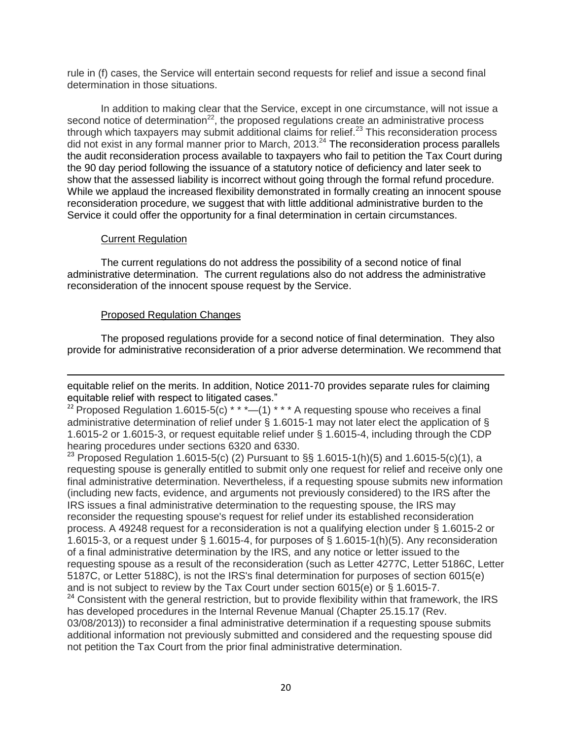rule in (f) cases, the Service will entertain second requests for relief and issue a second final determination in those situations.

In addition to making clear that the Service, except in one circumstance, will not issue a second notice of determination[22], the proposed regulations create an administrative process through which taxpayers may submit additional claims for relief.[23] This reconsideration process did not exist in any formal manner prior to March, 2013.[24] The reconsideration process parallels the audit reconsideration process available to taxpayers who fail to petition the Tax Court during the 90 day period following the issuance of a statutory notice of deficiency and later seek to show that the assessed liability is incorrect without going through the formal refund procedure. While we applaud the increased flexibility demonstrated in formally creating an innocent spouse reconsideration procedure, we suggest that with little additional administrative burden to the Service it could offer the opportunity for a final determination in certain circumstances.

<u>Current Regulation</u>

The current regulations do not address the possibility of a second notice of final administrative determination. The current regulations also do not address the administrative reconsideration of the innocent spouse request by the Service.

<u>Proposed Regulation Changes</u>

The proposed regulations provide for a second notice of final determination. They also provide for administrative reconsideration of a prior adverse determination. We recommend that

---

equitable relief on the merits. In addition, Notice 2011-70 provides separate rules for claiming equitable relief with respect to litigated cases."

[22] Proposed Regulation 1.6015-5(c) * * *—(1) * * * A requesting spouse who receives a final administrative determination of relief under § 1.6015-1 may not later elect the application of § 1.6015-2 or 1.6015-3, or request equitable relief under § 1.6015-4, including through the CDP hearing procedures under sections 6320 and 6330.

[23] Proposed Regulation 1.6015-5(c) (2) Pursuant to §§ 1.6015-1(h)(5) and 1.6015-5(c)(1), a requesting spouse is generally entitled to submit only one request for relief and receive only one final administrative determination. Nevertheless, if a requesting spouse submits new information (including new facts, evidence, and arguments not previously considered) to the IRS after the IRS issues a final administrative determination to the requesting spouse, the IRS may reconsider the requesting spouse's request for relief under its established reconsideration process. A 49248 request for a reconsideration is not a qualifying election under § 1.6015-2 or 1.6015-3, or a request under § 1.6015-4, for purposes of § 1.6015-1(h)(5). Any reconsideration of a final administrative determination by the IRS, and any notice or letter issued to the requesting spouse as a result of the reconsideration (such as Letter 4277C, Letter 5186C, Letter 5187C, or Letter 5188C), is not the IRS's final determination for purposes of section 6015(e) and is not subject to review by the Tax Court under section 6015(e) or § 1.6015-7.

[24] Consistent with the general restriction, but to provide flexibility within that framework, the IRS has developed procedures in the Internal Revenue Manual (Chapter 25.15.17 (Rev. 03/08/2013)) to reconsider a final administrative determination if a requesting spouse submits additional information not previously submitted and considered and the requesting spouse did not petition the Tax Court from the prior final administrative determination.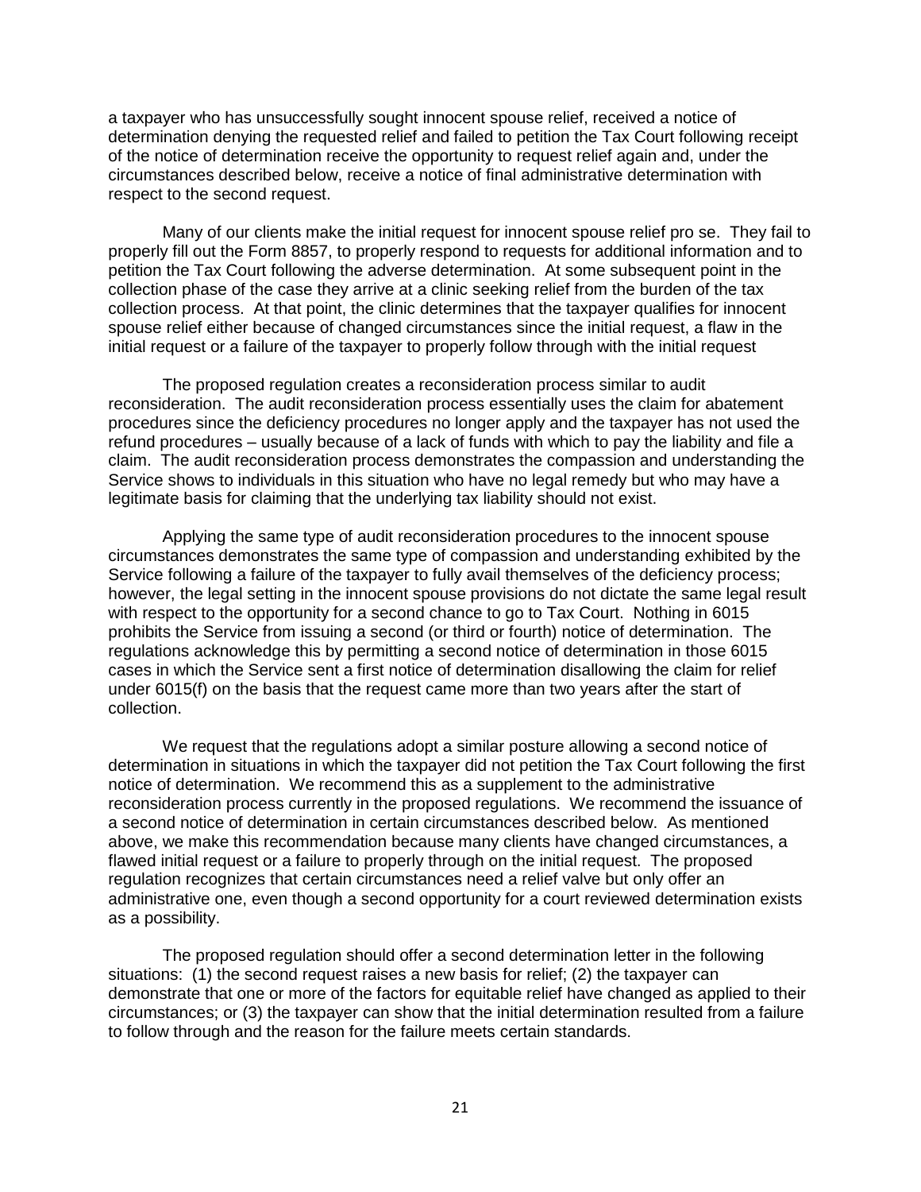a taxpayer who has unsuccessfully sought innocent spouse relief, received a notice of determination denying the requested relief and failed to petition the Tax Court following receipt of the notice of determination receive the opportunity to request relief again and, under the circumstances described below, receive a notice of final administrative determination with respect to the second request.

Many of our clients make the initial request for innocent spouse relief pro se. They fail to properly fill out the Form 8857, to properly respond to requests for additional information and to petition the Tax Court following the adverse determination. At some subsequent point in the collection phase of the case they arrive at a clinic seeking relief from the burden of the tax collection process. At that point, the clinic determines that the taxpayer qualifies for innocent spouse relief either because of changed circumstances since the initial request, a flaw in the initial request or a failure of the taxpayer to properly follow through with the initial request

The proposed regulation creates a reconsideration process similar to audit reconsideration. The audit reconsideration process essentially uses the claim for abatement procedures since the deficiency procedures no longer apply and the taxpayer has not used the refund procedures – usually because of a lack of funds with which to pay the liability and file a claim. The audit reconsideration process demonstrates the compassion and understanding the Service shows to individuals in this situation who have no legal remedy but who may have a legitimate basis for claiming that the underlying tax liability should not exist.

Applying the same type of audit reconsideration procedures to the innocent spouse circumstances demonstrates the same type of compassion and understanding exhibited by the Service following a failure of the taxpayer to fully avail themselves of the deficiency process; however, the legal setting in the innocent spouse provisions do not dictate the same legal result with respect to the opportunity for a second chance to go to Tax Court. Nothing in 6015 prohibits the Service from issuing a second (or third or fourth) notice of determination. The regulations acknowledge this by permitting a second notice of determination in those 6015 cases in which the Service sent a first notice of determination disallowing the claim for relief under 6015(f) on the basis that the request came more than two years after the start of collection.

We request that the regulations adopt a similar posture allowing a second notice of determination in situations in which the taxpayer did not petition the Tax Court following the first notice of determination. We recommend this as a supplement to the administrative reconsideration process currently in the proposed regulations. We recommend the issuance of a second notice of determination in certain circumstances described below. As mentioned above, we make this recommendation because many clients have changed circumstances, a flawed initial request or a failure to properly through on the initial request. The proposed regulation recognizes that certain circumstances need a relief valve but only offer an administrative one, even though a second opportunity for a court reviewed determination exists as a possibility.

The proposed regulation should offer a second determination letter in the following situations: (1) the second request raises a new basis for relief; (2) the taxpayer can demonstrate that one or more of the factors for equitable relief have changed as applied to their circumstances; or (3) the taxpayer can show that the initial determination resulted from a failure to follow through and the reason for the failure meets certain standards.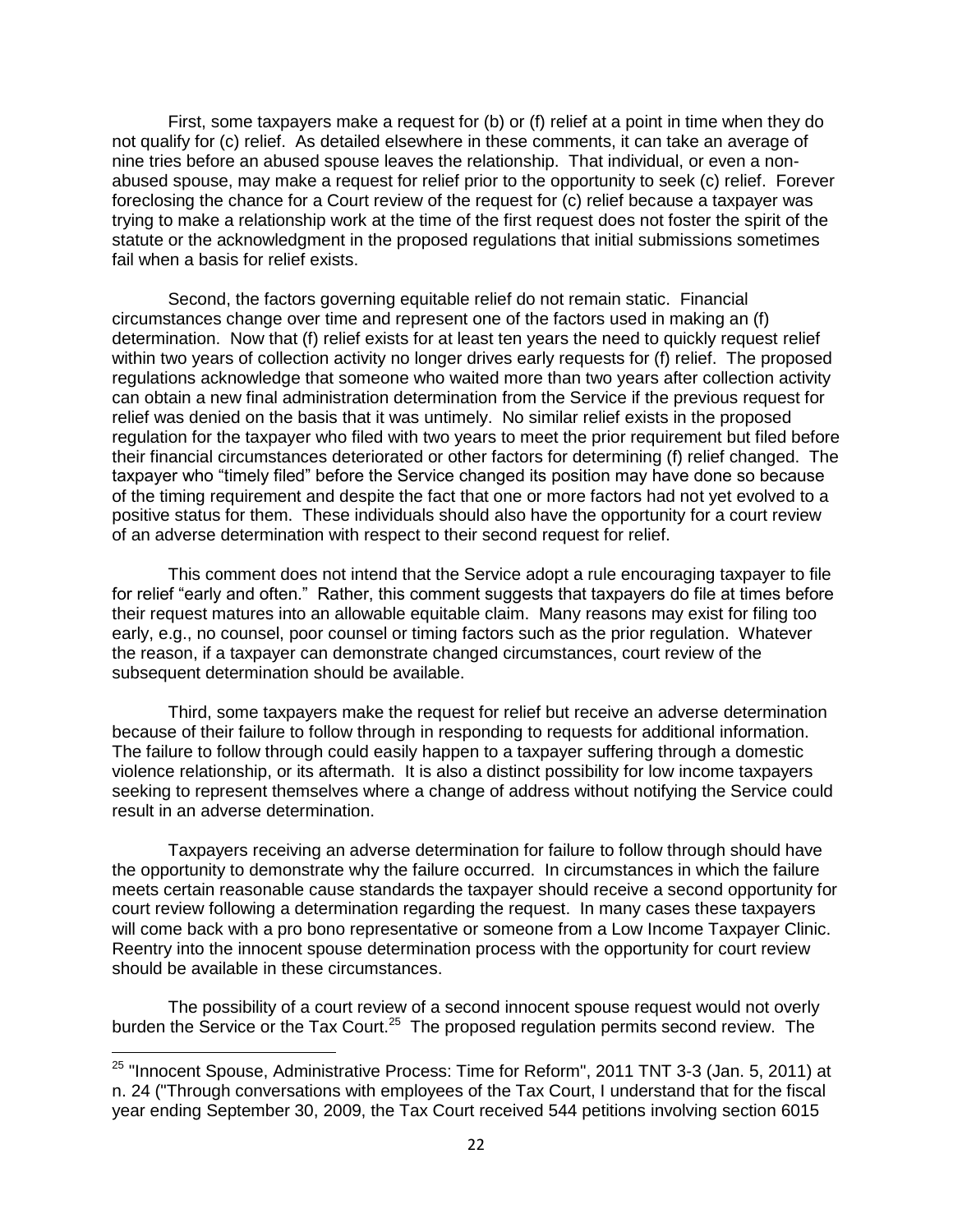First, some taxpayers make a request for (b) or (f) relief at a point in time when they do not qualify for (c) relief. As detailed elsewhere in these comments, it can take an average of nine tries before an abused spouse leaves the relationship. That individual, or even a non-abused spouse, may make a request for relief prior to the opportunity to seek (c) relief. Forever foreclosing the chance for a Court review of the request for (c) relief because a taxpayer was trying to make a relationship work at the time of the first request does not foster the spirit of the statute or the acknowledgment in the proposed regulations that initial submissions sometimes fail when a basis for relief exists.

Second, the factors governing equitable relief do not remain static. Financial circumstances change over time and represent one of the factors used in making an (f) determination. Now that (f) relief exists for at least ten years the need to quickly request relief within two years of collection activity no longer drives early requests for (f) relief. The proposed regulations acknowledge that someone who waited more than two years after collection activity can obtain a new final administration determination from the Service if the previous request for relief was denied on the basis that it was untimely. No similar relief exists in the proposed regulation for the taxpayer who filed with two years to meet the prior requirement but filed before their financial circumstances deteriorated or other factors for determining (f) relief changed. The taxpayer who "timely filed" before the Service changed its position may have done so because of the timing requirement and despite the fact that one or more factors had not yet evolved to a positive status for them. These individuals should also have the opportunity for a court review of an adverse determination with respect to their second request for relief.

This comment does not intend that the Service adopt a rule encouraging taxpayer to file for relief "early and often." Rather, this comment suggests that taxpayers do file at times before their request matures into an allowable equitable claim. Many reasons may exist for filing too early, e.g., no counsel, poor counsel or timing factors such as the prior regulation. Whatever the reason, if a taxpayer can demonstrate changed circumstances, court review of the subsequent determination should be available.

Third, some taxpayers make the request for relief but receive an adverse determination because of their failure to follow through in responding to requests for additional information. The failure to follow through could easily happen to a taxpayer suffering through a domestic violence relationship, or its aftermath. It is also a distinct possibility for low income taxpayers seeking to represent themselves where a change of address without notifying the Service could result in an adverse determination.

Taxpayers receiving an adverse determination for failure to follow through should have the opportunity to demonstrate why the failure occurred. In circumstances in which the failure meets certain reasonable cause standards the taxpayer should receive a second opportunity for court review following a determination regarding the request. In many cases these taxpayers will come back with a pro bono representative or someone from a Low Income Taxpayer Clinic. Reentry into the innocent spouse determination process with the opportunity for court review should be available in these circumstances.

The possibility of a court review of a second innocent spouse request would not overly burden the Service or the Tax Court.[25] The proposed regulation permits second review. The

---

[25] "Innocent Spouse, Administrative Process: Time for Reform", 2011 TNT 3-3 (Jan. 5, 2011) at n. 24 ("Through conversations with employees of the Tax Court, I understand that for the fiscal year ending September 30, 2009, the Tax Court received 544 petitions involving section 6015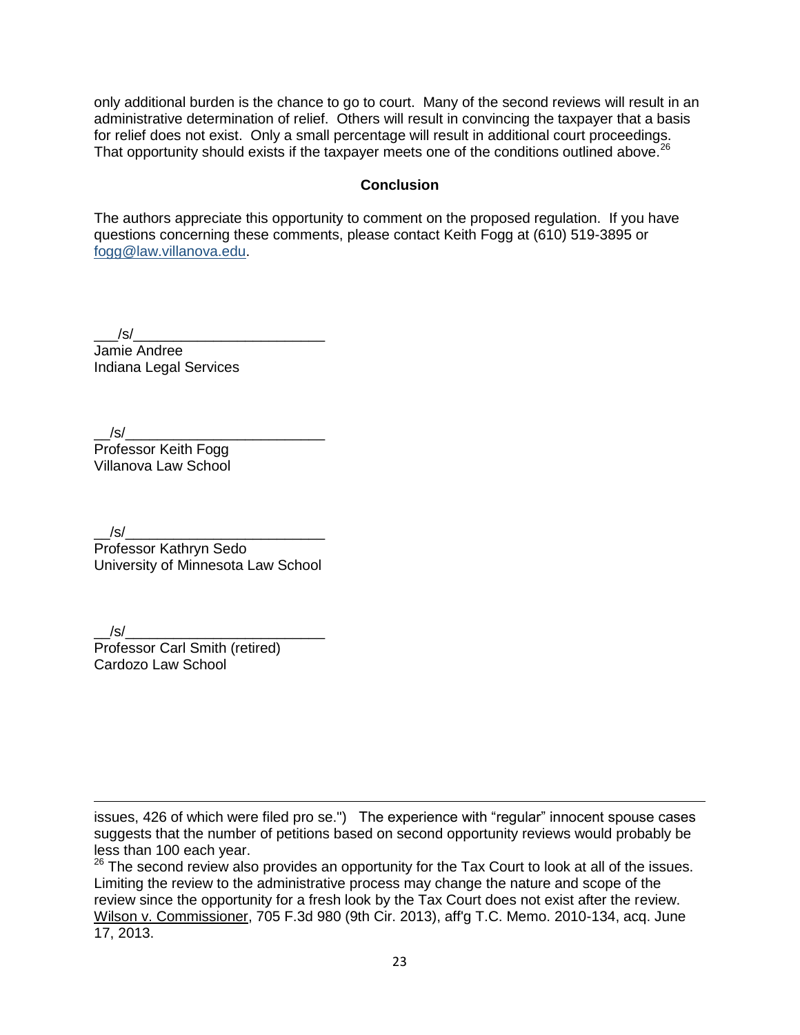only additional burden is the chance to go to court. Many of the second reviews will result in an administrative determination of relief. Others will result in convincing the taxpayer that a basis for relief does not exist. Only a small percentage will result in additional court proceedings. That opportunity should exists if the taxpayer meets one of the conditions outlined above.[26]

## Conclusion

The authors appreciate this opportunity to comment on the proposed regulation. If you have questions concerning these comments, please contact Keith Fogg at (610) 519-3895 or fogg@law.villanova.edu.

___/s/________________________
Jamie Andree
Indiana Legal Services

__/s/_________________________
Professor Keith Fogg
Villanova Law School

__/s/_________________________
Professor Kathryn Sedo
University of Minnesota Law School

__/s/_________________________
Professor Carl Smith (retired)
Cardozo Law School

---

issues, 426 of which were filed pro se.") The experience with "regular" innocent spouse cases suggests that the number of petitions based on second opportunity reviews would probably be less than 100 each year.

[26] The second review also provides an opportunity for the Tax Court to look at all of the issues. Limiting the review to the administrative process may change the nature and scope of the review since the opportunity for a fresh look by the Tax Court does not exist after the review. Wilson v. Commissioner, 705 F.3d 980 (9th Cir. 2013), aff'g T.C. Memo. 2010-134, acq. June 17, 2013.